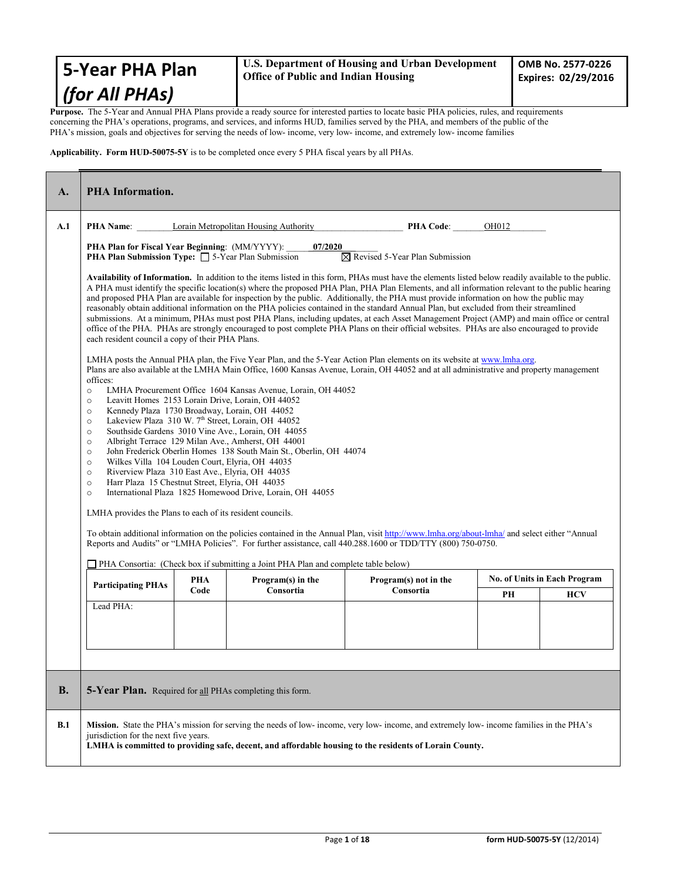# 5-Year PHA Plan *(for All PHAs)*

**U.S. Department of Housing and Urban Development**
**Office of Public and Indian Housing**

**OMB No. 2577-0226**
**Expires: 02/29/2016**

**Purpose.** The 5-Year and Annual PHA Plans provide a ready source for interested parties to locate basic PHA policies, rules, and requirements concerning the PHA's operations, programs, and services, and informs HUD, families served by the PHA, and members of the public of the PHA's mission, goals and objectives for serving the needs of low- income, very low- income, and extremely low- income families

**Applicability. Form HUD-50075-5Y** is to be completed once every 5 PHA fiscal years by all PHAs.

## A. PHA Information.

**A.1**

**PHA Name**: Lorain Metropolitan Housing Authority **PHA Code**: OH012

**PHA Plan for Fiscal Year Beginning**: (MM/YYYY): 07/2020

**PHA Plan Submission Type:** ☐ 5-Year Plan Submission ☒ Revised 5-Year Plan Submission

**Availability of Information.** In addition to the items listed in this form, PHAs must have the elements listed below readily available to the public. A PHA must identify the specific location(s) where the proposed PHA Plan, PHA Plan Elements, and all information relevant to the public hearing and proposed PHA Plan are available for inspection by the public. Additionally, the PHA must provide information on how the public may reasonably obtain additional information on the PHA policies contained in the standard Annual Plan, but excluded from their streamlined submissions. At a minimum, PHAs must post PHA Plans, including updates, at each Asset Management Project (AMP) and main office or central office of the PHA. PHAs are strongly encouraged to post complete PHA Plans on their official websites. PHAs are also encouraged to provide each resident council a copy of their PHA Plans.

LMHA posts the Annual PHA plan, the Five Year Plan, and the 5-Year Action Plan elements on its website at www.lmha.org.
Plans are also available at the LMHA Main Office, 1600 Kansas Avenue, Lorain, OH 44052 and at all administrative and property management offices:

- LMHA Procurement Office 1604 Kansas Avenue, Lorain, OH 44052
- Leavitt Homes 2153 Lorain Drive, Lorain, OH 44052
- Kennedy Plaza 1730 Broadway, Lorain, OH 44052
- Lakeview Plaza 310 W. 7th Street, Lorain, OH 44052
- Southside Gardens 3010 Vine Ave., Lorain, OH 44055
- Albright Terrace 129 Milan Ave., Amherst, OH 44001
- John Frederick Oberlin Homes 138 South Main St., Oberlin, OH 44074
- Wilkes Villa 104 Louden Court, Elyria, OH 44035
- Riverview Plaza 310 East Ave., Elyria, OH 44035
- Harr Plaza 15 Chestnut Street, Elyria, OH 44035
- International Plaza 1825 Homewood Drive, Lorain, OH 44055

LMHA provides the Plans to each of its resident councils.

To obtain additional information on the policies contained in the Annual Plan, visit http://www.lmha.org/about-lmha/ and select either "Annual Reports and Audits" or "LMHA Policies". For further assistance, call 440.288.1600 or TDD/TTY (800) 750-0750.

☐ PHA Consortia: (Check box if submitting a Joint PHA Plan and complete table below)

| Participating PHAs | PHA Code | Program(s) in the Consortia | Program(s) not in the Consortia | No. of Units in Each Program | |
|---|---|---|---|---|---|
| | | | | PH | HCV |
| Lead PHA: | | | | | |

## B. 5-Year Plan. Required for all PHAs completing this form.

**B.1**

**Mission.** State the PHA's mission for serving the needs of low- income, very low- income, and extremely low- income families in the PHA's jurisdiction for the next five years.

**LMHA is committed to providing safe, decent, and affordable housing to the residents of Lorain County.**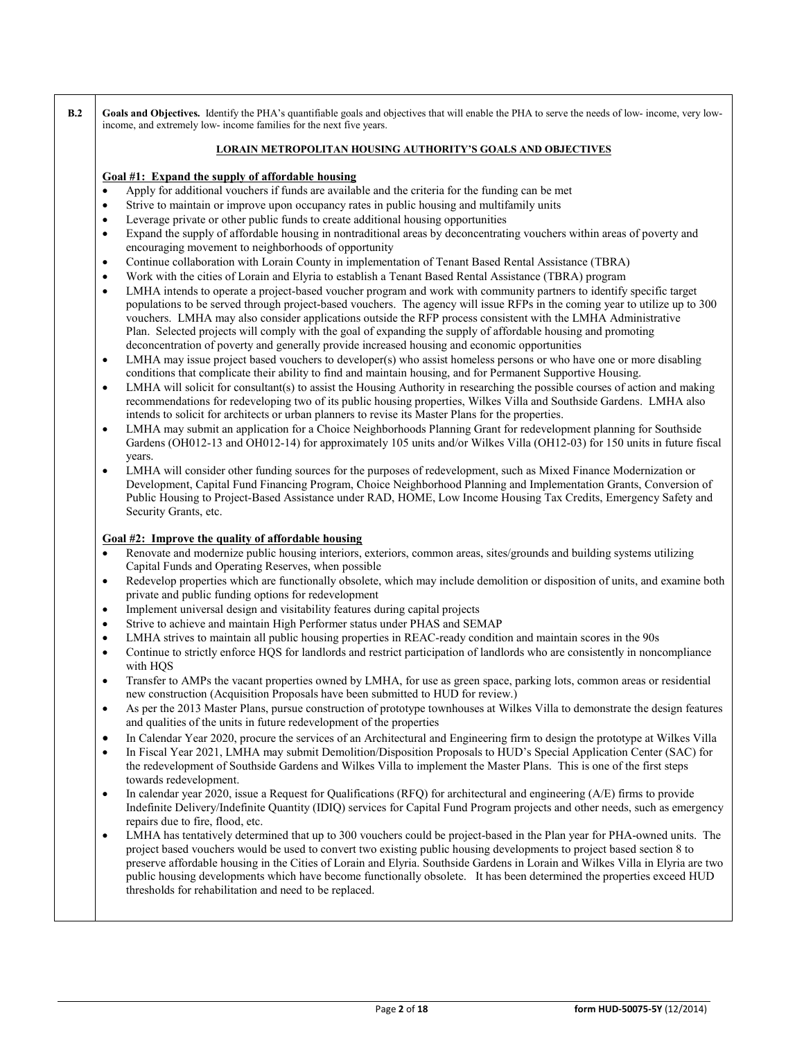**B.2** **Goals and Objectives.** Identify the PHA's quantifiable goals and objectives that will enable the PHA to serve the needs of low- income, very low-income, and extremely low- income families for the next five years.

**LORAIN METROPOLITAN HOUSING AUTHORITY'S GOALS AND OBJECTIVES**

**Goal #1: Expand the supply of affordable housing**

- Apply for additional vouchers if funds are available and the criteria for the funding can be met
- Strive to maintain or improve upon occupancy rates in public housing and multifamily units
- Leverage private or other public funds to create additional housing opportunities
- Expand the supply of affordable housing in nontraditional areas by deconcentrating vouchers within areas of poverty and encouraging movement to neighborhoods of opportunity
- Continue collaboration with Lorain County in implementation of Tenant Based Rental Assistance (TBRA)
- Work with the cities of Lorain and Elyria to establish a Tenant Based Rental Assistance (TBRA) program
- LMHA intends to operate a project-based voucher program and work with community partners to identify specific target populations to be served through project-based vouchers. The agency will issue RFPs in the coming year to utilize up to 300 vouchers. LMHA may also consider applications outside the RFP process consistent with the LMHA Administrative Plan. Selected projects will comply with the goal of expanding the supply of affordable housing and promoting deconcentration of poverty and generally provide increased housing and economic opportunities
- LMHA may issue project based vouchers to developer(s) who assist homeless persons or who have one or more disabling conditions that complicate their ability to find and maintain housing, and for Permanent Supportive Housing.
- LMHA will solicit for consultant(s) to assist the Housing Authority in researching the possible courses of action and making recommendations for redeveloping two of its public housing properties, Wilkes Villa and Southside Gardens. LMHA also intends to solicit for architects or urban planners to revise its Master Plans for the properties.
- LMHA may submit an application for a Choice Neighborhoods Planning Grant for redevelopment planning for Southside Gardens (OH012-13 and OH012-14) for approximately 105 units and/or Wilkes Villa (OH12-03) for 150 units in future fiscal years.
- LMHA will consider other funding sources for the purposes of redevelopment, such as Mixed Finance Modernization or Development, Capital Fund Financing Program, Choice Neighborhood Planning and Implementation Grants, Conversion of Public Housing to Project-Based Assistance under RAD, HOME, Low Income Housing Tax Credits, Emergency Safety and Security Grants, etc.

**Goal #2: Improve the quality of affordable housing**

- Renovate and modernize public housing interiors, exteriors, common areas, sites/grounds and building systems utilizing Capital Funds and Operating Reserves, when possible
- Redevelop properties which are functionally obsolete, which may include demolition or disposition of units, and examine both private and public funding options for redevelopment
- Implement universal design and visitability features during capital projects
- Strive to achieve and maintain High Performer status under PHAS and SEMAP
- LMHA strives to maintain all public housing properties in REAC-ready condition and maintain scores in the 90s
- Continue to strictly enforce HQS for landlords and restrict participation of landlords who are consistently in noncompliance with HQS
- Transfer to AMPs the vacant properties owned by LMHA, for use as green space, parking lots, common areas or residential new construction (Acquisition Proposals have been submitted to HUD for review.)
- As per the 2013 Master Plans, pursue construction of prototype townhouses at Wilkes Villa to demonstrate the design features and qualities of the units in future redevelopment of the properties
- In Calendar Year 2020, procure the services of an Architectural and Engineering firm to design the prototype at Wilkes Villa
- In Fiscal Year 2021, LMHA may submit Demolition/Disposition Proposals to HUD's Special Application Center (SAC) for the redevelopment of Southside Gardens and Wilkes Villa to implement the Master Plans. This is one of the first steps towards redevelopment.
- In calendar year 2020, issue a Request for Qualifications (RFQ) for architectural and engineering (A/E) firms to provide Indefinite Delivery/Indefinite Quantity (IDIQ) services for Capital Fund Program projects and other needs, such as emergency repairs due to fire, flood, etc.
- LMHA has tentatively determined that up to 300 vouchers could be project-based in the Plan year for PHA-owned units. The project based vouchers would be used to convert two existing public housing developments to project based section 8 to preserve affordable housing in the Cities of Lorain and Elyria. Southside Gardens in Lorain and Wilkes Villa in Elyria are two public housing developments which have become functionally obsolete. It has been determined the properties exceed HUD thresholds for rehabilitation and need to be replaced.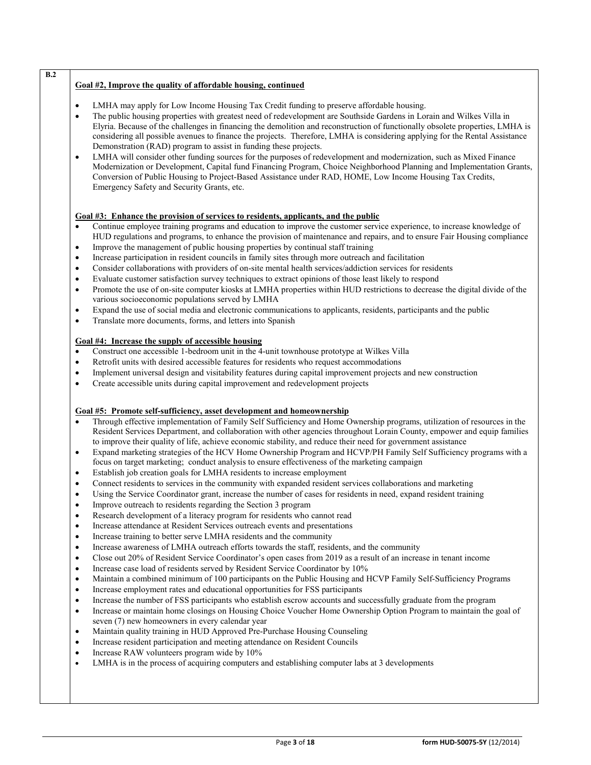B.2

**Goal #2, Improve the quality of affordable housing, continued**

- LMHA may apply for Low Income Housing Tax Credit funding to preserve affordable housing.
- The public housing properties with greatest need of redevelopment are Southside Gardens in Lorain and Wilkes Villa in Elyria. Because of the challenges in financing the demolition and reconstruction of functionally obsolete properties, LMHA is considering all possible avenues to finance the projects. Therefore, LMHA is considering applying for the Rental Assistance Demonstration (RAD) program to assist in funding these projects.
- LMHA will consider other funding sources for the purposes of redevelopment and modernization, such as Mixed Finance Modernization or Development, Capital fund Financing Program, Choice Neighborhood Planning and Implementation Grants, Conversion of Public Housing to Project-Based Assistance under RAD, HOME, Low Income Housing Tax Credits, Emergency Safety and Security Grants, etc.

**Goal #3: Enhance the provision of services to residents, applicants, and the public**

- Continue employee training programs and education to improve the customer service experience, to increase knowledge of HUD regulations and programs, to enhance the provision of maintenance and repairs, and to ensure Fair Housing compliance
- Improve the management of public housing properties by continual staff training
- Increase participation in resident councils in family sites through more outreach and facilitation
- Consider collaborations with providers of on-site mental health services/addiction services for residents
- Evaluate customer satisfaction survey techniques to extract opinions of those least likely to respond
- Promote the use of on-site computer kiosks at LMHA properties within HUD restrictions to decrease the digital divide of the various socioeconomic populations served by LMHA
- Expand the use of social media and electronic communications to applicants, residents, participants and the public
- Translate more documents, forms, and letters into Spanish

**Goal #4: Increase the supply of accessible housing**

- Construct one accessible 1-bedroom unit in the 4-unit townhouse prototype at Wilkes Villa
- Retrofit units with desired accessible features for residents who request accommodations
- Implement universal design and visitability features during capital improvement projects and new construction
- Create accessible units during capital improvement and redevelopment projects

**Goal #5: Promote self-sufficiency, asset development and homeownership**

- Through effective implementation of Family Self Sufficiency and Home Ownership programs, utilization of resources in the Resident Services Department, and collaboration with other agencies throughout Lorain County, empower and equip families to improve their quality of life, achieve economic stability, and reduce their need for government assistance
- Expand marketing strategies of the HCV Home Ownership Program and HCVP/PH Family Self Sufficiency programs with a focus on target marketing; conduct analysis to ensure effectiveness of the marketing campaign
- Establish job creation goals for LMHA residents to increase employment
- Connect residents to services in the community with expanded resident services collaborations and marketing
- Using the Service Coordinator grant, increase the number of cases for residents in need, expand resident training
- Improve outreach to residents regarding the Section 3 program
- Research development of a literacy program for residents who cannot read
- Increase attendance at Resident Services outreach events and presentations
- Increase training to better serve LMHA residents and the community
- Increase awareness of LMHA outreach efforts towards the staff, residents, and the community
- Close out 20% of Resident Service Coordinator's open cases from 2019 as a result of an increase in tenant income
- Increase case load of residents served by Resident Service Coordinator by 10%
- Maintain a combined minimum of 100 participants on the Public Housing and HCVP Family Self-Sufficiency Programs
- Increase employment rates and educational opportunities for FSS participants
- Increase the number of FSS participants who establish escrow accounts and successfully graduate from the program
- Increase or maintain home closings on Housing Choice Voucher Home Ownership Option Program to maintain the goal of seven (7) new homeowners in every calendar year
- Maintain quality training in HUD Approved Pre-Purchase Housing Counseling
- Increase resident participation and meeting attendance on Resident Councils
- Increase RAW volunteers program wide by 10%
- LMHA is in the process of acquiring computers and establishing computer labs at 3 developments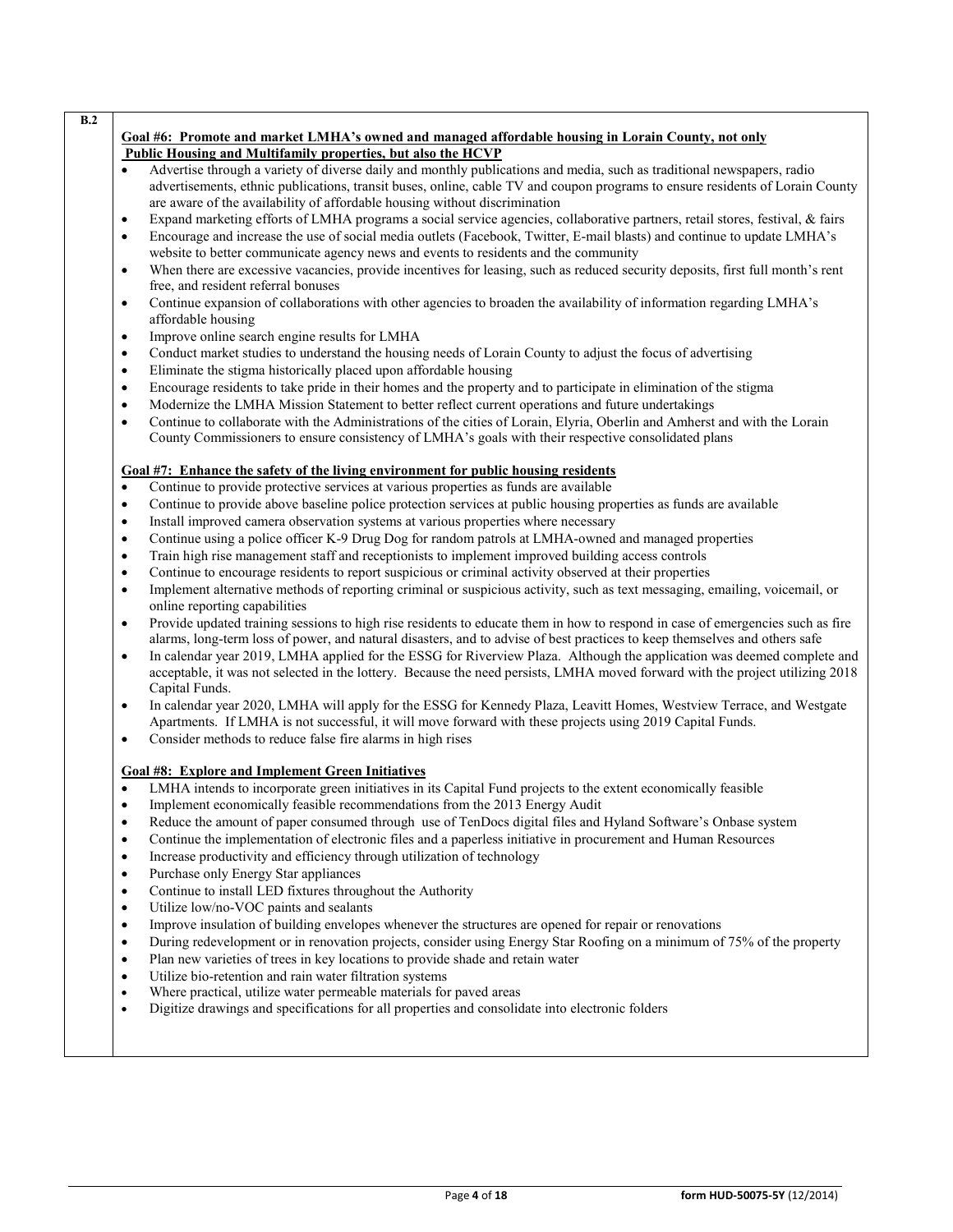**B.2**

**Goal #6: Promote and market LMHA's owned and managed affordable housing in Lorain County, not only Public Housing and Multifamily properties, but also the HCVP**

- Advertise through a variety of diverse daily and monthly publications and media, such as traditional newspapers, radio advertisements, ethnic publications, transit buses, online, cable TV and coupon programs to ensure residents of Lorain County are aware of the availability of affordable housing without discrimination
- Expand marketing efforts of LMHA programs a social service agencies, collaborative partners, retail stores, festival, & fairs
- Encourage and increase the use of social media outlets (Facebook, Twitter, E-mail blasts) and continue to update LMHA's website to better communicate agency news and events to residents and the community
- When there are excessive vacancies, provide incentives for leasing, such as reduced security deposits, first full month's rent free, and resident referral bonuses
- Continue expansion of collaborations with other agencies to broaden the availability of information regarding LMHA's affordable housing
- Improve online search engine results for LMHA
- Conduct market studies to understand the housing needs of Lorain County to adjust the focus of advertising
- Eliminate the stigma historically placed upon affordable housing
- Encourage residents to take pride in their homes and the property and to participate in elimination of the stigma
- Modernize the LMHA Mission Statement to better reflect current operations and future undertakings
- Continue to collaborate with the Administrations of the cities of Lorain, Elyria, Oberlin and Amherst and with the Lorain County Commissioners to ensure consistency of LMHA's goals with their respective consolidated plans

**Goal #7: Enhance the safety of the living environment for public housing residents**

- Continue to provide protective services at various properties as funds are available
- Continue to provide above baseline police protection services at public housing properties as funds are available
- Install improved camera observation systems at various properties where necessary
- Continue using a police officer K-9 Drug Dog for random patrols at LMHA-owned and managed properties
- Train high rise management staff and receptionists to implement improved building access controls
- Continue to encourage residents to report suspicious or criminal activity observed at their properties
- Implement alternative methods of reporting criminal or suspicious activity, such as text messaging, emailing, voicemail, or online reporting capabilities
- Provide updated training sessions to high rise residents to educate them in how to respond in case of emergencies such as fire alarms, long-term loss of power, and natural disasters, and to advise of best practices to keep themselves and others safe
- In calendar year 2019, LMHA applied for the ESSG for Riverview Plaza. Although the application was deemed complete and acceptable, it was not selected in the lottery. Because the need persists, LMHA moved forward with the project utilizing 2018 Capital Funds.
- In calendar year 2020, LMHA will apply for the ESSG for Kennedy Plaza, Leavitt Homes, Westview Terrace, and Westgate Apartments. If LMHA is not successful, it will move forward with these projects using 2019 Capital Funds.
- Consider methods to reduce false fire alarms in high rises

**Goal #8: Explore and Implement Green Initiatives**

- LMHA intends to incorporate green initiatives in its Capital Fund projects to the extent economically feasible
- Implement economically feasible recommendations from the 2013 Energy Audit
- Reduce the amount of paper consumed through use of TenDocs digital files and Hyland Software's Onbase system
- Continue the implementation of electronic files and a paperless initiative in procurement and Human Resources
- Increase productivity and efficiency through utilization of technology
- Purchase only Energy Star appliances
- Continue to install LED fixtures throughout the Authority
- Utilize low/no-VOC paints and sealants
- Improve insulation of building envelopes whenever the structures are opened for repair or renovations
- During redevelopment or in renovation projects, consider using Energy Star Roofing on a minimum of 75% of the property
- Plan new varieties of trees in key locations to provide shade and retain water
- Utilize bio-retention and rain water filtration systems
- Where practical, utilize water permeable materials for paved areas
- Digitize drawings and specifications for all properties and consolidate into electronic folders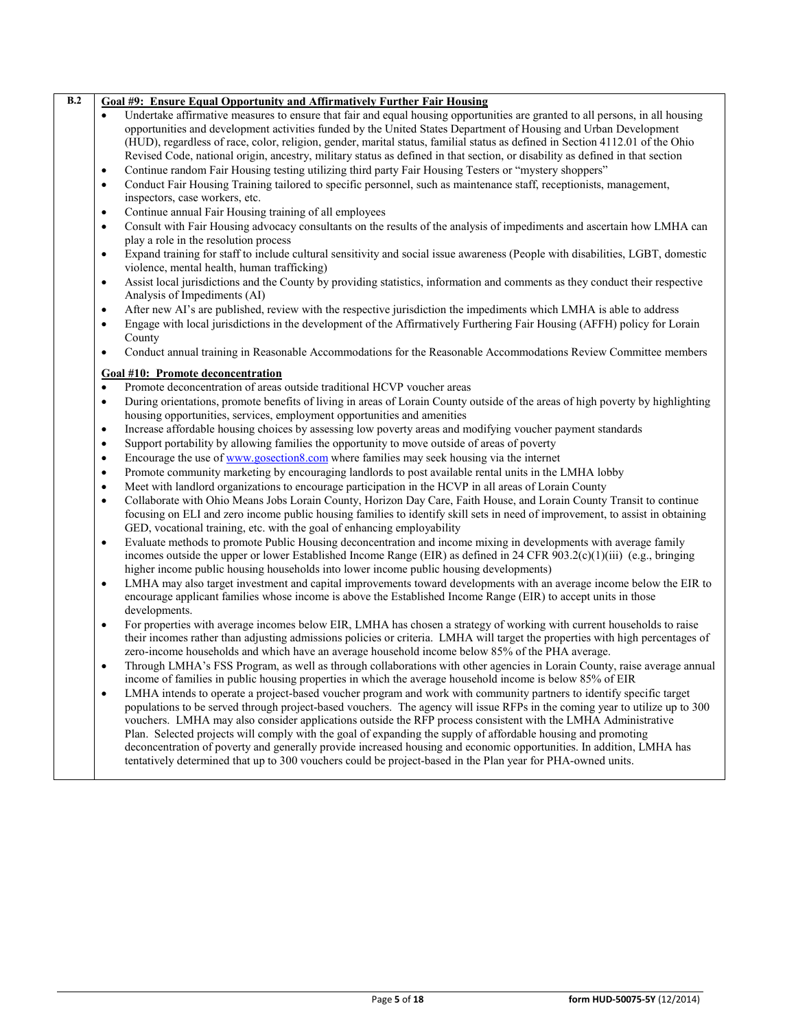**B.2**

**Goal #9: Ensure Equal Opportunity and Affirmatively Further Fair Housing**

- Undertake affirmative measures to ensure that fair and equal housing opportunities are granted to all persons, in all housing opportunities and development activities funded by the United States Department of Housing and Urban Development (HUD), regardless of race, color, religion, gender, marital status, familial status as defined in Section 4112.01 of the Ohio Revised Code, national origin, ancestry, military status as defined in that section, or disability as defined in that section
- Continue random Fair Housing testing utilizing third party Fair Housing Testers or "mystery shoppers"
- Conduct Fair Housing Training tailored to specific personnel, such as maintenance staff, receptionists, management, inspectors, case workers, etc.
- Continue annual Fair Housing training of all employees
- Consult with Fair Housing advocacy consultants on the results of the analysis of impediments and ascertain how LMHA can play a role in the resolution process
- Expand training for staff to include cultural sensitivity and social issue awareness (People with disabilities, LGBT, domestic violence, mental health, human trafficking)
- Assist local jurisdictions and the County by providing statistics, information and comments as they conduct their respective Analysis of Impediments (AI)
- After new AI's are published, review with the respective jurisdiction the impediments which LMHA is able to address
- Engage with local jurisdictions in the development of the Affirmatively Furthering Fair Housing (AFFH) policy for Lorain County
- Conduct annual training in Reasonable Accommodations for the Reasonable Accommodations Review Committee members

**Goal #10: Promote deconcentration**

- Promote deconcentration of areas outside traditional HCVP voucher areas
- During orientations, promote benefits of living in areas of Lorain County outside of the areas of high poverty by highlighting housing opportunities, services, employment opportunities and amenities
- Increase affordable housing choices by assessing low poverty areas and modifying voucher payment standards
- Support portability by allowing families the opportunity to move outside of areas of poverty
- Encourage the use of www.gosection8.com where families may seek housing via the internet
- Promote community marketing by encouraging landlords to post available rental units in the LMHA lobby
- Meet with landlord organizations to encourage participation in the HCVP in all areas of Lorain County
- Collaborate with Ohio Means Jobs Lorain County, Horizon Day Care, Faith House, and Lorain County Transit to continue focusing on ELI and zero income public housing families to identify skill sets in need of improvement, to assist in obtaining GED, vocational training, etc. with the goal of enhancing employability
- Evaluate methods to promote Public Housing deconcentration and income mixing in developments with average family incomes outside the upper or lower Established Income Range (EIR) as defined in 24 CFR 903.2(c)(1)(iii) (e.g., bringing higher income public housing households into lower income public housing developments)
- LMHA may also target investment and capital improvements toward developments with an average income below the EIR to encourage applicant families whose income is above the Established Income Range (EIR) to accept units in those developments.
- For properties with average incomes below EIR, LMHA has chosen a strategy of working with current households to raise their incomes rather than adjusting admissions policies or criteria. LMHA will target the properties with high percentages of zero-income households and which have an average household income below 85% of the PHA average.
- Through LMHA's FSS Program, as well as through collaborations with other agencies in Lorain County, raise average annual income of families in public housing properties in which the average household income is below 85% of EIR
- LMHA intends to operate a project-based voucher program and work with community partners to identify specific target populations to be served through project-based vouchers. The agency will issue RFPs in the coming year to utilize up to 300 vouchers. LMHA may also consider applications outside the RFP process consistent with the LMHA Administrative Plan. Selected projects will comply with the goal of expanding the supply of affordable housing and promoting deconcentration of poverty and generally provide increased housing and economic opportunities. In addition, LMHA has tentatively determined that up to 300 vouchers could be project-based in the Plan year for PHA-owned units.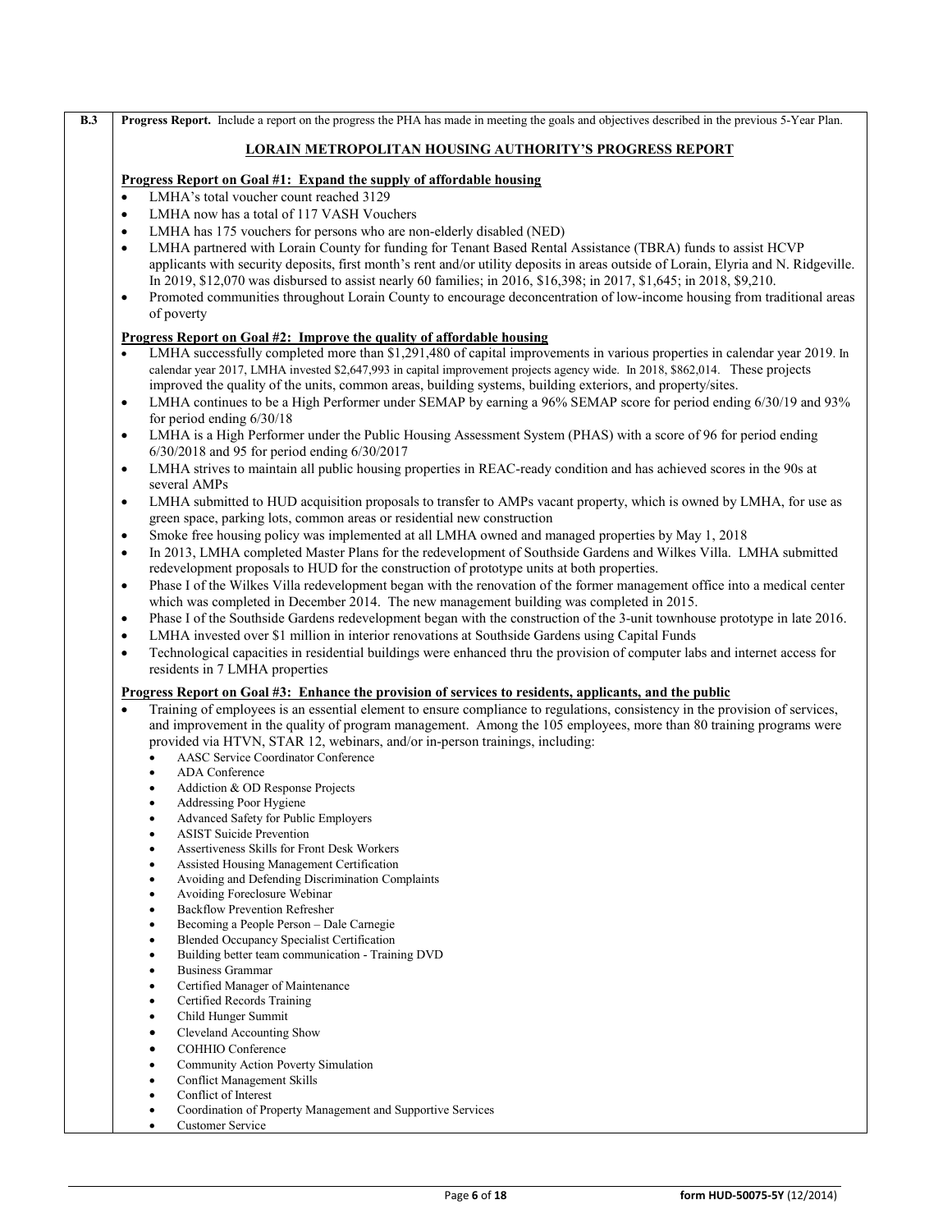**B.3** **Progress Report.** Include a report on the progress the PHA has made in meeting the goals and objectives described in the previous 5-Year Plan.

## LORAIN METROPOLITAN HOUSING AUTHORITY'S PROGRESS REPORT

**Progress Report on Goal #1: Expand the supply of affordable housing**

- LMHA's total voucher count reached 3129
- LMHA now has a total of 117 VASH Vouchers
- LMHA has 175 vouchers for persons who are non-elderly disabled (NED)
- LMHA partnered with Lorain County for funding for Tenant Based Rental Assistance (TBRA) funds to assist HCVP applicants with security deposits, first month's rent and/or utility deposits in areas outside of Lorain, Elyria and N. Ridgeville. In 2019, $12,070 was disbursed to assist nearly 60 families; in 2016, $16,398; in 2017, $1,645; in 2018, $9,210.
- Promoted communities throughout Lorain County to encourage deconcentration of low-income housing from traditional areas of poverty

**Progress Report on Goal #2: Improve the quality of affordable housing**

- LMHA successfully completed more than $1,291,480 of capital improvements in various properties in calendar year 2019. In calendar year 2017, LMHA invested $2,647,993 in capital improvement projects agency wide. In 2018, $862,014. These projects improved the quality of the units, common areas, building systems, building exteriors, and property/sites.
- LMHA continues to be a High Performer under SEMAP by earning a 96% SEMAP score for period ending 6/30/19 and 93% for period ending 6/30/18
- LMHA is a High Performer under the Public Housing Assessment System (PHAS) with a score of 96 for period ending 6/30/2018 and 95 for period ending 6/30/2017
- LMHA strives to maintain all public housing properties in REAC-ready condition and has achieved scores in the 90s at several AMPs
- LMHA submitted to HUD acquisition proposals to transfer to AMPs vacant property, which is owned by LMHA, for use as green space, parking lots, common areas or residential new construction
- Smoke free housing policy was implemented at all LMHA owned and managed properties by May 1, 2018
- In 2013, LMHA completed Master Plans for the redevelopment of Southside Gardens and Wilkes Villa. LMHA submitted redevelopment proposals to HUD for the construction of prototype units at both properties.
- Phase I of the Wilkes Villa redevelopment began with the renovation of the former management office into a medical center which was completed in December 2014. The new management building was completed in 2015.
- Phase I of the Southside Gardens redevelopment began with the construction of the 3-unit townhouse prototype in late 2016.
- LMHA invested over $1 million in interior renovations at Southside Gardens using Capital Funds
- Technological capacities in residential buildings were enhanced thru the provision of computer labs and internet access for residents in 7 LMHA properties

**Progress Report on Goal #3: Enhance the provision of services to residents, applicants, and the public**

- Training of employees is an essential element to ensure compliance to regulations, consistency in the provision of services, and improvement in the quality of program management. Among the 105 employees, more than 80 training programs were provided via HTVN, STAR 12, webinars, and/or in-person trainings, including:
  - AASC Service Coordinator Conference
  - ADA Conference
  - Addiction & OD Response Projects
  - Addressing Poor Hygiene
  - Advanced Safety for Public Employers
  - ASIST Suicide Prevention
  - Assertiveness Skills for Front Desk Workers
  - Assisted Housing Management Certification
  - Avoiding and Defending Discrimination Complaints
  - Avoiding Foreclosure Webinar
  - Backflow Prevention Refresher
  - Becoming a People Person – Dale Carnegie
  - Blended Occupancy Specialist Certification
  - Building better team communication - Training DVD
  - Business Grammar
  - Certified Manager of Maintenance
  - Certified Records Training
  - Child Hunger Summit
  - Cleveland Accounting Show
  - COHHIO Conference
  - Community Action Poverty Simulation
  - Conflict Management Skills
  - Conflict of Interest
  - Coordination of Property Management and Supportive Services
  - Customer Service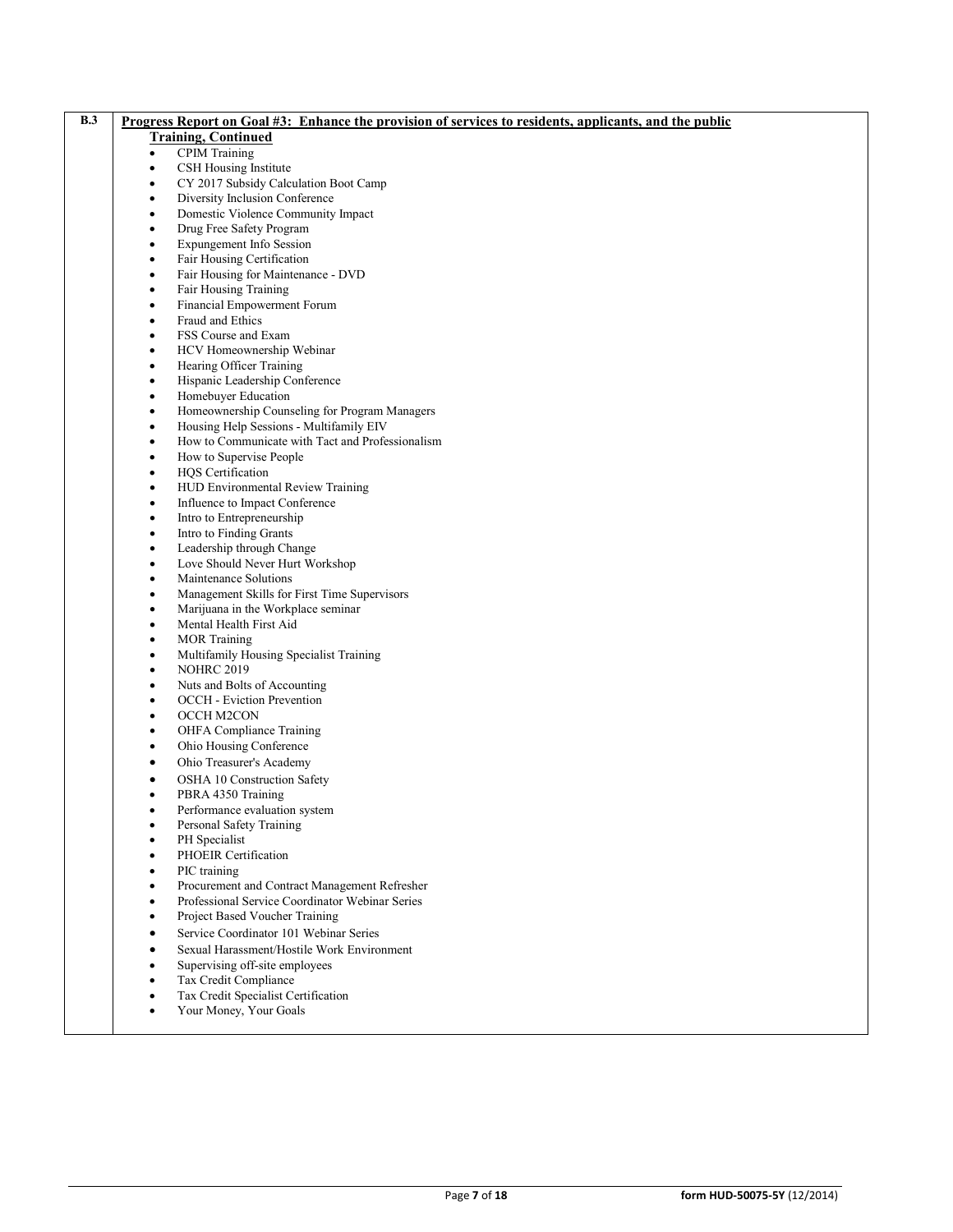**B.3**

**Progress Report on Goal #3: Enhance the provision of services to residents, applicants, and the public**

**Training, Continued**

- CPIM Training
- CSH Housing Institute
- CY 2017 Subsidy Calculation Boot Camp
- Diversity Inclusion Conference
- Domestic Violence Community Impact
- Drug Free Safety Program
- Expungement Info Session
- Fair Housing Certification
- Fair Housing for Maintenance - DVD
- Fair Housing Training
- Financial Empowerment Forum
- Fraud and Ethics
- FSS Course and Exam
- HCV Homeownership Webinar
- Hearing Officer Training
- Hispanic Leadership Conference
- Homebuyer Education
- Homeownership Counseling for Program Managers
- Housing Help Sessions - Multifamily EIV
- How to Communicate with Tact and Professionalism
- How to Supervise People
- HQS Certification
- HUD Environmental Review Training
- Influence to Impact Conference
- Intro to Entrepreneurship
- Intro to Finding Grants
- Leadership through Change
- Love Should Never Hurt Workshop
- Maintenance Solutions
- Management Skills for First Time Supervisors
- Marijuana in the Workplace seminar
- Mental Health First Aid
- MOR Training
- Multifamily Housing Specialist Training
- NOHRC 2019
- Nuts and Bolts of Accounting
- OCCH - Eviction Prevention
- OCCH M2CON
- OHFA Compliance Training
- Ohio Housing Conference
- Ohio Treasurer's Academy
- OSHA 10 Construction Safety
- PBRA 4350 Training
- Performance evaluation system
- Personal Safety Training
- PH Specialist
- PHOEIR Certification
- PIC training
- Procurement and Contract Management Refresher
- Professional Service Coordinator Webinar Series
- Project Based Voucher Training
- Service Coordinator 101 Webinar Series
- Sexual Harassment/Hostile Work Environment
- Supervising off-site employees
- Tax Credit Compliance
- Tax Credit Specialist Certification
- Your Money, Your Goals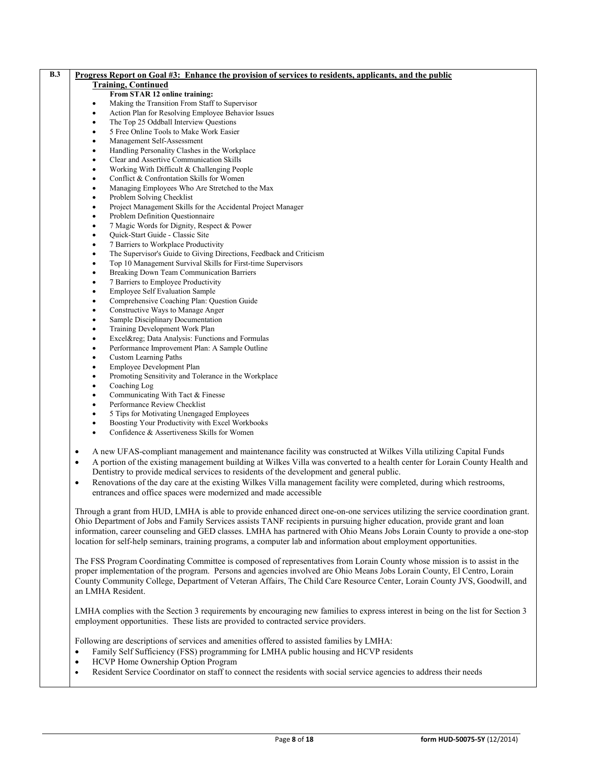**B.3** **Progress Report on Goal #3: Enhance the provision of services to residents, applicants, and the public**

**Training, Continued**

**From STAR 12 online training:**

- Making the Transition From Staff to Supervisor
- Action Plan for Resolving Employee Behavior Issues
- The Top 25 Oddball Interview Questions
- 5 Free Online Tools to Make Work Easier
- Management Self-Assessment
- Handling Personality Clashes in the Workplace
- Clear and Assertive Communication Skills
- Working With Difficult & Challenging People
- Conflict & Confrontation Skills for Women
- Managing Employees Who Are Stretched to the Max
- Problem Solving Checklist
- Project Management Skills for the Accidental Project Manager
- Problem Definition Questionnaire
- 7 Magic Words for Dignity, Respect & Power
- Quick-Start Guide - Classic Site
- 7 Barriers to Workplace Productivity
- The Supervisor's Guide to Giving Directions, Feedback and Criticism
- Top 10 Management Survival Skills for First-time Supervisors
- Breaking Down Team Communication Barriers
- 7 Barriers to Employee Productivity
- Employee Self Evaluation Sample
- Comprehensive Coaching Plan: Question Guide
- Constructive Ways to Manage Anger
- Sample Disciplinary Documentation
- Training Development Work Plan
- Excel&reg; Data Analysis: Functions and Formulas
- Performance Improvement Plan: A Sample Outline
- Custom Learning Paths
- Employee Development Plan
- Promoting Sensitivity and Tolerance in the Workplace
- Coaching Log
- Communicating With Tact & Finesse
- Performance Review Checklist
- 5 Tips for Motivating Unengaged Employees
- Boosting Your Productivity with Excel Workbooks
- Confidence & Assertiveness Skills for Women

- A new UFAS-compliant management and maintenance facility was constructed at Wilkes Villa utilizing Capital Funds
- A portion of the existing management building at Wilkes Villa was converted to a health center for Lorain County Health and Dentistry to provide medical services to residents of the development and general public.
- Renovations of the day care at the existing Wilkes Villa management facility were completed, during which restrooms, entrances and office spaces were modernized and made accessible

Through a grant from HUD, LMHA is able to provide enhanced direct one-on-one services utilizing the service coordination grant. Ohio Department of Jobs and Family Services assists TANF recipients in pursuing higher education, provide grant and loan information, career counseling and GED classes. LMHA has partnered with Ohio Means Jobs Lorain County to provide a one-stop location for self-help seminars, training programs, a computer lab and information about employment opportunities.

The FSS Program Coordinating Committee is composed of representatives from Lorain County whose mission is to assist in the proper implementation of the program. Persons and agencies involved are Ohio Means Jobs Lorain County, El Centro, Lorain County Community College, Department of Veteran Affairs, The Child Care Resource Center, Lorain County JVS, Goodwill, and an LMHA Resident.

LMHA complies with the Section 3 requirements by encouraging new families to express interest in being on the list for Section 3 employment opportunities. These lists are provided to contracted service providers.

Following are descriptions of services and amenities offered to assisted families by LMHA:

- Family Self Sufficiency (FSS) programming for LMHA public housing and HCVP residents
- HCVP Home Ownership Option Program
- Resident Service Coordinator on staff to connect the residents with social service agencies to address their needs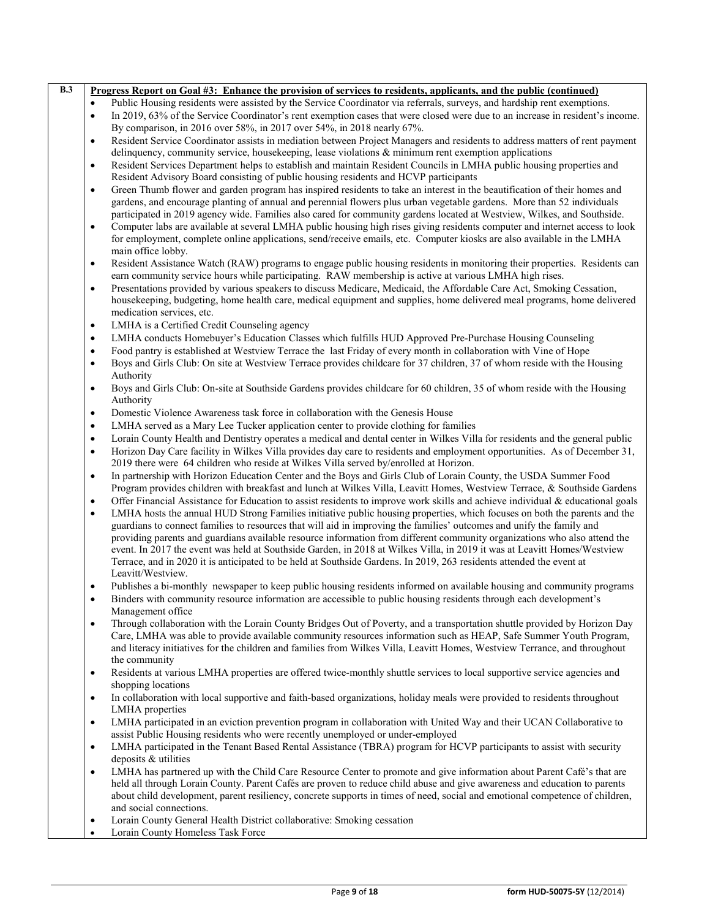**B.3**

**Progress Report on Goal #3: Enhance the provision of services to residents, applicants, and the public (continued)**

- Public Housing residents were assisted by the Service Coordinator via referrals, surveys, and hardship rent exemptions.
- In 2019, 63% of the Service Coordinator's rent exemption cases that were closed were due to an increase in resident's income. By comparison, in 2016 over 58%, in 2017 over 54%, in 2018 nearly 67%.
- Resident Service Coordinator assists in mediation between Project Managers and residents to address matters of rent payment delinquency, community service, housekeeping, lease violations & minimum rent exemption applications
- Resident Services Department helps to establish and maintain Resident Councils in LMHA public housing properties and Resident Advisory Board consisting of public housing residents and HCVP participants
- Green Thumb flower and garden program has inspired residents to take an interest in the beautification of their homes and gardens, and encourage planting of annual and perennial flowers plus urban vegetable gardens. More than 52 individuals participated in 2019 agency wide. Families also cared for community gardens located at Westview, Wilkes, and Southside.
- Computer labs are available at several LMHA public housing high rises giving residents computer and internet access to look for employment, complete online applications, send/receive emails, etc. Computer kiosks are also available in the LMHA main office lobby.
- Resident Assistance Watch (RAW) programs to engage public housing residents in monitoring their properties. Residents can earn community service hours while participating. RAW membership is active at various LMHA high rises.
- Presentations provided by various speakers to discuss Medicare, Medicaid, the Affordable Care Act, Smoking Cessation, housekeeping, budgeting, home health care, medical equipment and supplies, home delivered meal programs, home delivered medication services, etc.
- LMHA is a Certified Credit Counseling agency
- LMHA conducts Homebuyer's Education Classes which fulfills HUD Approved Pre-Purchase Housing Counseling
- Food pantry is established at Westview Terrace the last Friday of every month in collaboration with Vine of Hope
- Boys and Girls Club: On site at Westview Terrace provides childcare for 37 children, 37 of whom reside with the Housing Authority
- Boys and Girls Club: On-site at Southside Gardens provides childcare for 60 children, 35 of whom reside with the Housing Authority
- Domestic Violence Awareness task force in collaboration with the Genesis House
- LMHA served as a Mary Lee Tucker application center to provide clothing for families
- Lorain County Health and Dentistry operates a medical and dental center in Wilkes Villa for residents and the general public
- Horizon Day Care facility in Wilkes Villa provides day care to residents and employment opportunities. As of December 31, 2019 there were 64 children who reside at Wilkes Villa served by/enrolled at Horizon.
- In partnership with Horizon Education Center and the Boys and Girls Club of Lorain County, the USDA Summer Food Program provides children with breakfast and lunch at Wilkes Villa, Leavitt Homes, Westview Terrace, & Southside Gardens
- Offer Financial Assistance for Education to assist residents to improve work skills and achieve individual & educational goals
- LMHA hosts the annual HUD Strong Families initiative public housing properties, which focuses on both the parents and the guardians to connect families to resources that will aid in improving the families' outcomes and unify the family and providing parents and guardians available resource information from different community organizations who also attend the event. In 2017 the event was held at Southside Garden, in 2018 at Wilkes Villa, in 2019 it was at Leavitt Homes/Westview Terrace, and in 2020 it is anticipated to be held at Southside Gardens. In 2019, 263 residents attended the event at Leavitt/Westview.
- Publishes a bi-monthly newspaper to keep public housing residents informed on available housing and community programs
- Binders with community resource information are accessible to public housing residents through each development's Management office
- Through collaboration with the Lorain County Bridges Out of Poverty, and a transportation shuttle provided by Horizon Day Care, LMHA was able to provide available community resources information such as HEAP, Safe Summer Youth Program, and literacy initiatives for the children and families from Wilkes Villa, Leavitt Homes, Westview Terrance, and throughout the community
- Residents at various LMHA properties are offered twice-monthly shuttle services to local supportive service agencies and shopping locations
- In collaboration with local supportive and faith-based organizations, holiday meals were provided to residents throughout LMHA properties
- LMHA participated in an eviction prevention program in collaboration with United Way and their UCAN Collaborative to assist Public Housing residents who were recently unemployed or under-employed
- LMHA participated in the Tenant Based Rental Assistance (TBRA) program for HCVP participants to assist with security deposits & utilities
- LMHA has partnered up with the Child Care Resource Center to promote and give information about Parent Café's that are held all through Lorain County. Parent Cafés are proven to reduce child abuse and give awareness and education to parents about child development, parent resiliency, concrete supports in times of need, social and emotional competence of children, and social connections.
- Lorain County General Health District collaborative: Smoking cessation
- Lorain County Homeless Task Force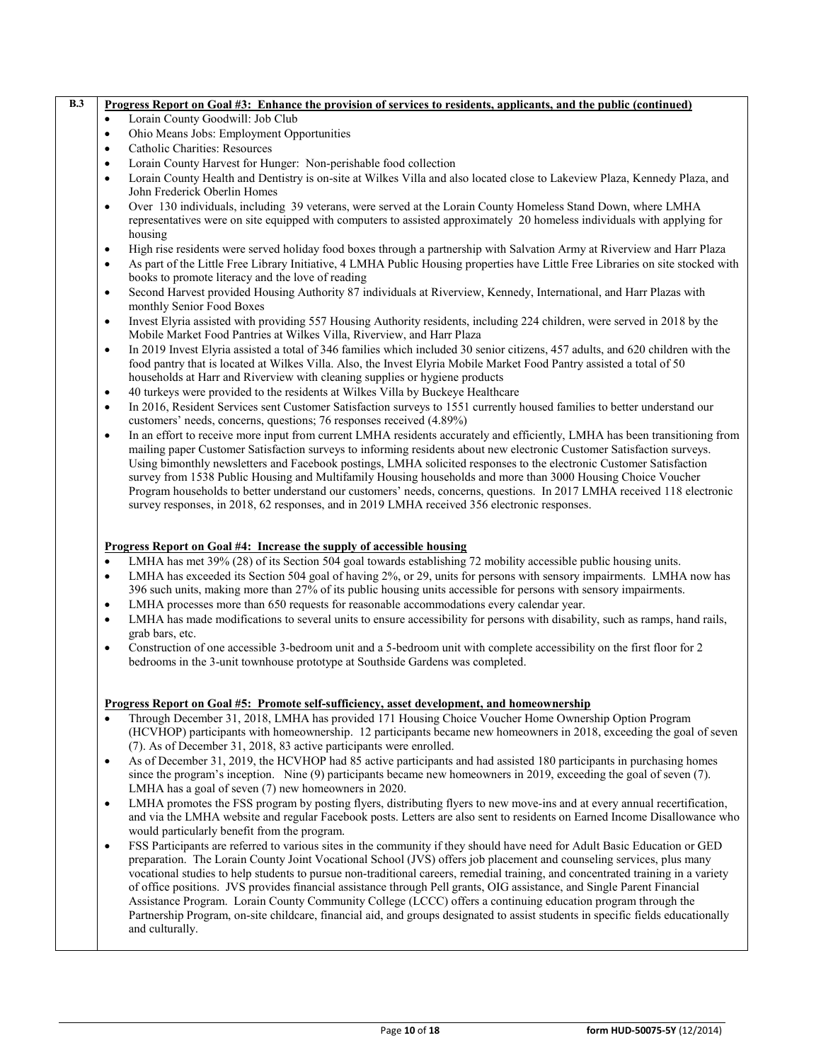B.3

**Progress Report on Goal #3: Enhance the provision of services to residents, applicants, and the public (continued)**

- Lorain County Goodwill: Job Club
- Ohio Means Jobs: Employment Opportunities
- Catholic Charities: Resources
- Lorain County Harvest for Hunger: Non-perishable food collection
- Lorain County Health and Dentistry is on-site at Wilkes Villa and also located close to Lakeview Plaza, Kennedy Plaza, and John Frederick Oberlin Homes
- Over 130 individuals, including 39 veterans, were served at the Lorain County Homeless Stand Down, where LMHA representatives were on site equipped with computers to assisted approximately 20 homeless individuals with applying for housing
- High rise residents were served holiday food boxes through a partnership with Salvation Army at Riverview and Harr Plaza
- As part of the Little Free Library Initiative, 4 LMHA Public Housing properties have Little Free Libraries on site stocked with books to promote literacy and the love of reading
- Second Harvest provided Housing Authority 87 individuals at Riverview, Kennedy, International, and Harr Plazas with monthly Senior Food Boxes
- Invest Elyria assisted with providing 557 Housing Authority residents, including 224 children, were served in 2018 by the Mobile Market Food Pantries at Wilkes Villa, Riverview, and Harr Plaza
- In 2019 Invest Elyria assisted a total of 346 families which included 30 senior citizens, 457 adults, and 620 children with the food pantry that is located at Wilkes Villa. Also, the Invest Elyria Mobile Market Food Pantry assisted a total of 50 households at Harr and Riverview with cleaning supplies or hygiene products
- 40 turkeys were provided to the residents at Wilkes Villa by Buckeye Healthcare
- In 2016, Resident Services sent Customer Satisfaction surveys to 1551 currently housed families to better understand our customers' needs, concerns, questions; 76 responses received (4.89%)
- In an effort to receive more input from current LMHA residents accurately and efficiently, LMHA has been transitioning from mailing paper Customer Satisfaction surveys to informing residents about new electronic Customer Satisfaction surveys. Using bimonthly newsletters and Facebook postings, LMHA solicited responses to the electronic Customer Satisfaction survey from 1538 Public Housing and Multifamily Housing households and more than 3000 Housing Choice Voucher Program households to better understand our customers' needs, concerns, questions. In 2017 LMHA received 118 electronic survey responses, in 2018, 62 responses, and in 2019 LMHA received 356 electronic responses.

**Progress Report on Goal #4: Increase the supply of accessible housing**

- LMHA has met 39% (28) of its Section 504 goal towards establishing 72 mobility accessible public housing units.
- LMHA has exceeded its Section 504 goal of having 2%, or 29, units for persons with sensory impairments. LMHA now has 396 such units, making more than 27% of its public housing units accessible for persons with sensory impairments.
- LMHA processes more than 650 requests for reasonable accommodations every calendar year.
- LMHA has made modifications to several units to ensure accessibility for persons with disability, such as ramps, hand rails, grab bars, etc.
- Construction of one accessible 3-bedroom unit and a 5-bedroom unit with complete accessibility on the first floor for 2 bedrooms in the 3-unit townhouse prototype at Southside Gardens was completed.

**Progress Report on Goal #5: Promote self-sufficiency, asset development, and homeownership**

- Through December 31, 2018, LMHA has provided 171 Housing Choice Voucher Home Ownership Option Program (HCVHOP) participants with homeownership. 12 participants became new homeowners in 2018, exceeding the goal of seven (7). As of December 31, 2018, 83 active participants were enrolled.
- As of December 31, 2019, the HCVHOP had 85 active participants and had assisted 180 participants in purchasing homes since the program's inception. Nine (9) participants became new homeowners in 2019, exceeding the goal of seven (7). LMHA has a goal of seven (7) new homeowners in 2020.
- LMHA promotes the FSS program by posting flyers, distributing flyers to new move-ins and at every annual recertification, and via the LMHA website and regular Facebook posts. Letters are also sent to residents on Earned Income Disallowance who would particularly benefit from the program.
- FSS Participants are referred to various sites in the community if they should have need for Adult Basic Education or GED preparation. The Lorain County Joint Vocational School (JVS) offers job placement and counseling services, plus many vocational studies to help students to pursue non-traditional careers, remedial training, and concentrated training in a variety of office positions. JVS provides financial assistance through Pell grants, OIG assistance, and Single Parent Financial Assistance Program. Lorain County Community College (LCCC) offers a continuing education program through the Partnership Program, on-site childcare, financial aid, and groups designated to assist students in specific fields educationally and culturally.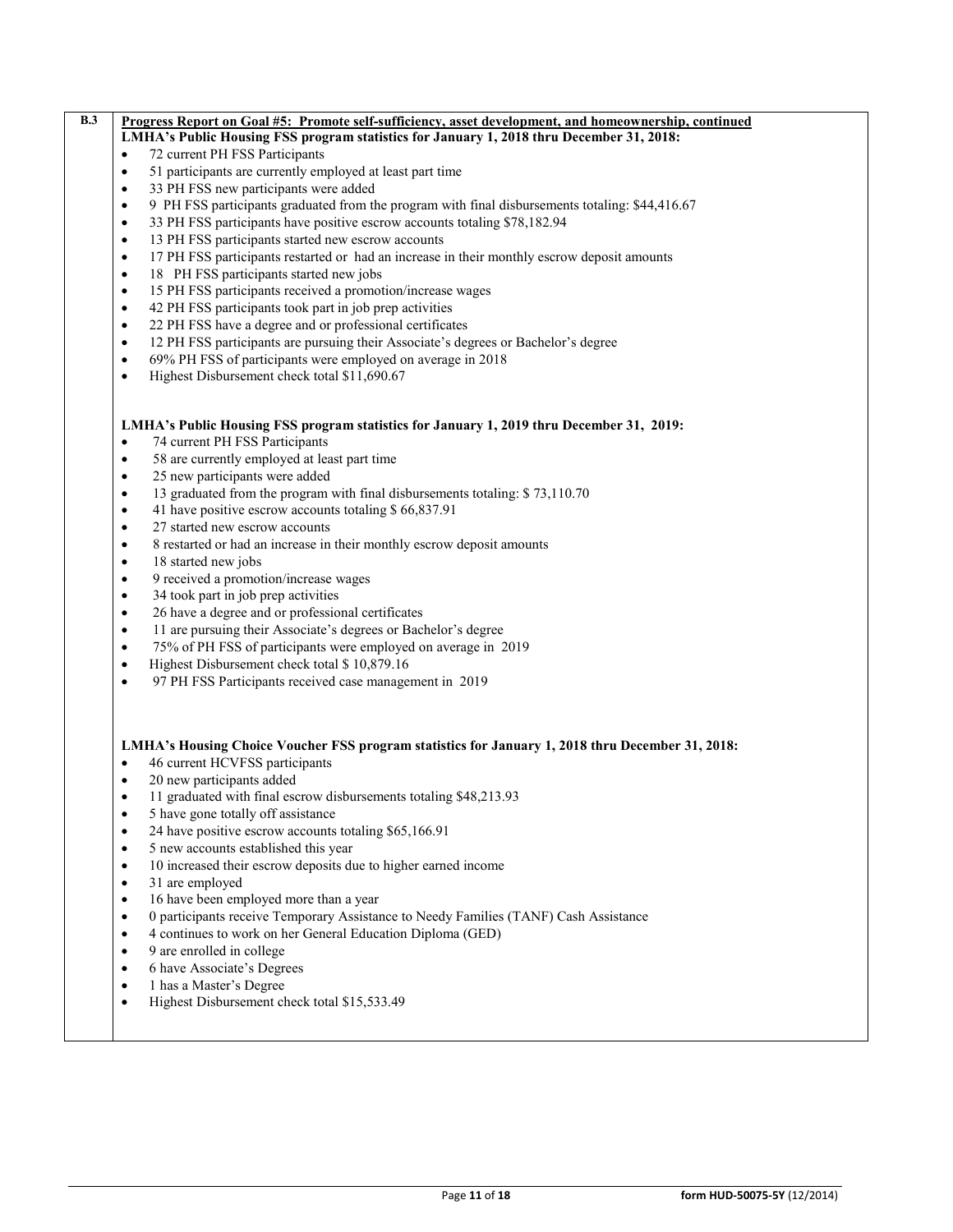**B.3**

**Progress Report on Goal #5: Promote self-sufficiency, asset development, and homeownership, continued**

**LMHA's Public Housing FSS program statistics for January 1, 2018 thru December 31, 2018:**

- 72 current PH FSS Participants
- 51 participants are currently employed at least part time
- 33 PH FSS new participants were added
- 9 PH FSS participants graduated from the program with final disbursements totaling: $44,416.67
- 33 PH FSS participants have positive escrow accounts totaling $78,182.94
- 13 PH FSS participants started new escrow accounts
- 17 PH FSS participants restarted or had an increase in their monthly escrow deposit amounts
- 18 PH FSS participants started new jobs
- 15 PH FSS participants received a promotion/increase wages
- 42 PH FSS participants took part in job prep activities
- 22 PH FSS have a degree and or professional certificates
- 12 PH FSS participants are pursuing their Associate's degrees or Bachelor's degree
- 69% PH FSS of participants were employed on average in 2018
- Highest Disbursement check total $11,690.67

**LMHA's Public Housing FSS program statistics for January 1, 2019 thru December 31, 2019:**

- 74 current PH FSS Participants
- 58 are currently employed at least part time
- 25 new participants were added
- 13 graduated from the program with final disbursements totaling: $ 73,110.70
- 41 have positive escrow accounts totaling $ 66,837.91
- 27 started new escrow accounts
- 8 restarted or had an increase in their monthly escrow deposit amounts
- 18 started new jobs
- 9 received a promotion/increase wages
- 34 took part in job prep activities
- 26 have a degree and or professional certificates
- 11 are pursuing their Associate's degrees or Bachelor's degree
- 75% of PH FSS of participants were employed on average in 2019
- Highest Disbursement check total $ 10,879.16
- 97 PH FSS Participants received case management in 2019

**LMHA's Housing Choice Voucher FSS program statistics for January 1, 2018 thru December 31, 2018:**

- 46 current HCVFSS participants
- 20 new participants added
- 11 graduated with final escrow disbursements totaling $48,213.93
- 5 have gone totally off assistance
- 24 have positive escrow accounts totaling $65,166.91
- 5 new accounts established this year
- 10 increased their escrow deposits due to higher earned income
- 31 are employed
- 16 have been employed more than a year
- 0 participants receive Temporary Assistance to Needy Families (TANF) Cash Assistance
- 4 continues to work on her General Education Diploma (GED)
- 9 are enrolled in college
- 6 have Associate's Degrees
- 1 has a Master's Degree
- Highest Disbursement check total $15,533.49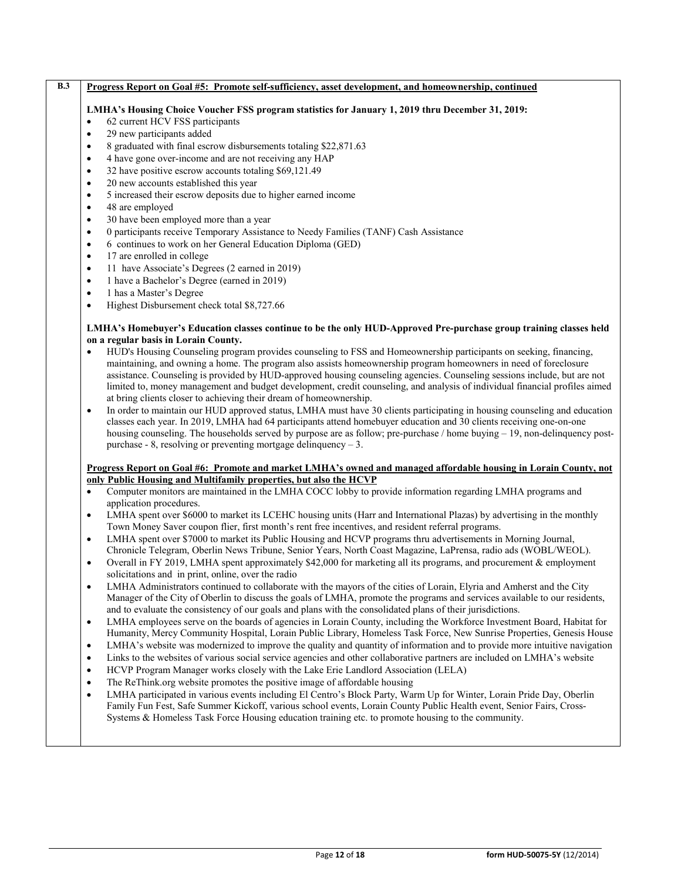**B.3**

**Progress Report on Goal #5: Promote self-sufficiency, asset development, and homeownership, continued**

**LMHA's Housing Choice Voucher FSS program statistics for January 1, 2019 thru December 31, 2019:**

- 62 current HCV FSS participants
- 29 new participants added
- 8 graduated with final escrow disbursements totaling $22,871.63
- 4 have gone over-income and are not receiving any HAP
- 32 have positive escrow accounts totaling $69,121.49
- 20 new accounts established this year
- 5 increased their escrow deposits due to higher earned income
- 48 are employed
- 30 have been employed more than a year
- 0 participants receive Temporary Assistance to Needy Families (TANF) Cash Assistance
- 6 continues to work on her General Education Diploma (GED)
- 17 are enrolled in college
- 11 have Associate's Degrees (2 earned in 2019)
- 1 have a Bachelor's Degree (earned in 2019)
- 1 has a Master's Degree
- Highest Disbursement check total $8,727.66

**LMHA's Homebuyer's Education classes continue to be the only HUD-Approved Pre-purchase group training classes held on a regular basis in Lorain County.**

- HUD's Housing Counseling program provides counseling to FSS and Homeownership participants on seeking, financing, maintaining, and owning a home. The program also assists homeownership program homeowners in need of foreclosure assistance. Counseling is provided by HUD-approved housing counseling agencies. Counseling sessions include, but are not limited to, money management and budget development, credit counseling, and analysis of individual financial profiles aimed at bring clients closer to achieving their dream of homeownership.
- In order to maintain our HUD approved status, LMHA must have 30 clients participating in housing counseling and education classes each year. In 2019, LMHA had 64 participants attend homebuyer education and 30 clients receiving one-on-one housing counseling. The households served by purpose are as follow; pre-purchase / home buying – 19, non-delinquency post-purchase - 8, resolving or preventing mortgage delinquency – 3.

**Progress Report on Goal #6: Promote and market LMHA's owned and managed affordable housing in Lorain County, not only Public Housing and Multifamily properties, but also the HCVP**

- Computer monitors are maintained in the LMHA COCC lobby to provide information regarding LMHA programs and application procedures.
- LMHA spent over $6000 to market its LCEHC housing units (Harr and International Plazas) by advertising in the monthly Town Money Saver coupon flier, first month's rent free incentives, and resident referral programs.
- LMHA spent over $7000 to market its Public Housing and HCVP programs thru advertisements in Morning Journal, Chronicle Telegram, Oberlin News Tribune, Senior Years, North Coast Magazine, LaPrensa, radio ads (WOBL/WEOL).
- Overall in FY 2019, LMHA spent approximately $42,000 for marketing all its programs, and procurement & employment solicitations and in print, online, over the radio
- LMHA Administrators continued to collaborate with the mayors of the cities of Lorain, Elyria and Amherst and the City Manager of the City of Oberlin to discuss the goals of LMHA, promote the programs and services available to our residents, and to evaluate the consistency of our goals and plans with the consolidated plans of their jurisdictions.
- LMHA employees serve on the boards of agencies in Lorain County, including the Workforce Investment Board, Habitat for Humanity, Mercy Community Hospital, Lorain Public Library, Homeless Task Force, New Sunrise Properties, Genesis House
- LMHA's website was modernized to improve the quality and quantity of information and to provide more intuitive navigation
- Links to the websites of various social service agencies and other collaborative partners are included on LMHA's website
- HCVP Program Manager works closely with the Lake Erie Landlord Association (LELA)
- The ReThink.org website promotes the positive image of affordable housing
- LMHA participated in various events including El Centro's Block Party, Warm Up for Winter, Lorain Pride Day, Oberlin Family Fun Fest, Safe Summer Kickoff, various school events, Lorain County Public Health event, Senior Fairs, Cross-Systems & Homeless Task Force Housing education training etc. to promote housing to the community.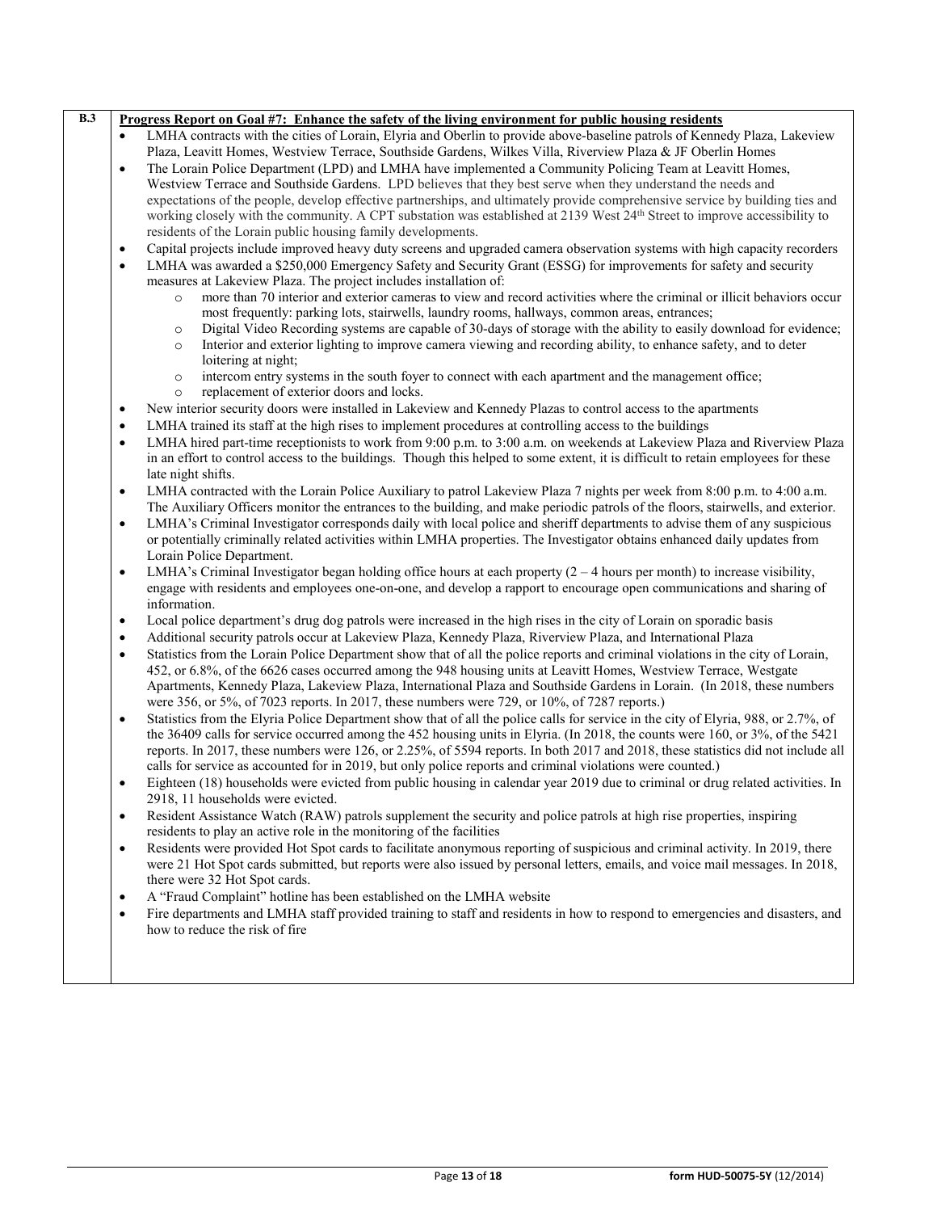**B.3**

**Progress Report on Goal #7: Enhance the safety of the living environment for public housing residents**

- LMHA contracts with the cities of Lorain, Elyria and Oberlin to provide above-baseline patrols of Kennedy Plaza, Lakeview Plaza, Leavitt Homes, Westview Terrace, Southside Gardens, Wilkes Villa, Riverview Plaza & JF Oberlin Homes
- The Lorain Police Department (LPD) and LMHA have implemented a Community Policing Team at Leavitt Homes, Westview Terrace and Southside Gardens. LPD believes that they best serve when they understand the needs and expectations of the people, develop effective partnerships, and ultimately provide comprehensive service by building ties and working closely with the community. A CPT substation was established at 2139 West 24th Street to improve accessibility to residents of the Lorain public housing family developments.
- Capital projects include improved heavy duty screens and upgraded camera observation systems with high capacity recorders
- LMHA was awarded a $250,000 Emergency Safety and Security Grant (ESSG) for improvements for safety and security measures at Lakeview Plaza. The project includes installation of:
    - more than 70 interior and exterior cameras to view and record activities where the criminal or illicit behaviors occur most frequently: parking lots, stairwells, laundry rooms, hallways, common areas, entrances;
    - Digital Video Recording systems are capable of 30-days of storage with the ability to easily download for evidence;
    - Interior and exterior lighting to improve camera viewing and recording ability, to enhance safety, and to deter loitering at night;
    - intercom entry systems in the south foyer to connect with each apartment and the management office;
    - replacement of exterior doors and locks.
- New interior security doors were installed in Lakeview and Kennedy Plazas to control access to the apartments
- LMHA trained its staff at the high rises to implement procedures at controlling access to the buildings
- LMHA hired part-time receptionists to work from 9:00 p.m. to 3:00 a.m. on weekends at Lakeview Plaza and Riverview Plaza in an effort to control access to the buildings. Though this helped to some extent, it is difficult to retain employees for these late night shifts.
- LMHA contracted with the Lorain Police Auxiliary to patrol Lakeview Plaza 7 nights per week from 8:00 p.m. to 4:00 a.m. The Auxiliary Officers monitor the entrances to the building, and make periodic patrols of the floors, stairwells, and exterior.
- LMHA's Criminal Investigator corresponds daily with local police and sheriff departments to advise them of any suspicious or potentially criminally related activities within LMHA properties. The Investigator obtains enhanced daily updates from Lorain Police Department.
- LMHA's Criminal Investigator began holding office hours at each property (2 – 4 hours per month) to increase visibility, engage with residents and employees one-on-one, and develop a rapport to encourage open communications and sharing of information.
- Local police department's drug dog patrols were increased in the high rises in the city of Lorain on sporadic basis
- Additional security patrols occur at Lakeview Plaza, Kennedy Plaza, Riverview Plaza, and International Plaza
- Statistics from the Lorain Police Department show that of all the police reports and criminal violations in the city of Lorain, 452, or 6.8%, of the 6626 cases occurred among the 948 housing units at Leavitt Homes, Westview Terrace, Westgate Apartments, Kennedy Plaza, Lakeview Plaza, International Plaza and Southside Gardens in Lorain. (In 2018, these numbers were 356, or 5%, of 7023 reports. In 2017, these numbers were 729, or 10%, of 7287 reports.)
- Statistics from the Elyria Police Department show that of all the police calls for service in the city of Elyria, 988, or 2.7%, of the 36409 calls for service occurred among the 452 housing units in Elyria. (In 2018, the counts were 160, or 3%, of the 5421 reports. In 2017, these numbers were 126, or 2.25%, of 5594 reports. In both 2017 and 2018, these statistics did not include all calls for service as accounted for in 2019, but only police reports and criminal violations were counted.)
- Eighteen (18) households were evicted from public housing in calendar year 2019 due to criminal or drug related activities. In 2918, 11 households were evicted.
- Resident Assistance Watch (RAW) patrols supplement the security and police patrols at high rise properties, inspiring residents to play an active role in the monitoring of the facilities
- Residents were provided Hot Spot cards to facilitate anonymous reporting of suspicious and criminal activity. In 2019, there were 21 Hot Spot cards submitted, but reports were also issued by personal letters, emails, and voice mail messages. In 2018, there were 32 Hot Spot cards.
- A "Fraud Complaint" hotline has been established on the LMHA website
- Fire departments and LMHA staff provided training to staff and residents in how to respond to emergencies and disasters, and how to reduce the risk of fire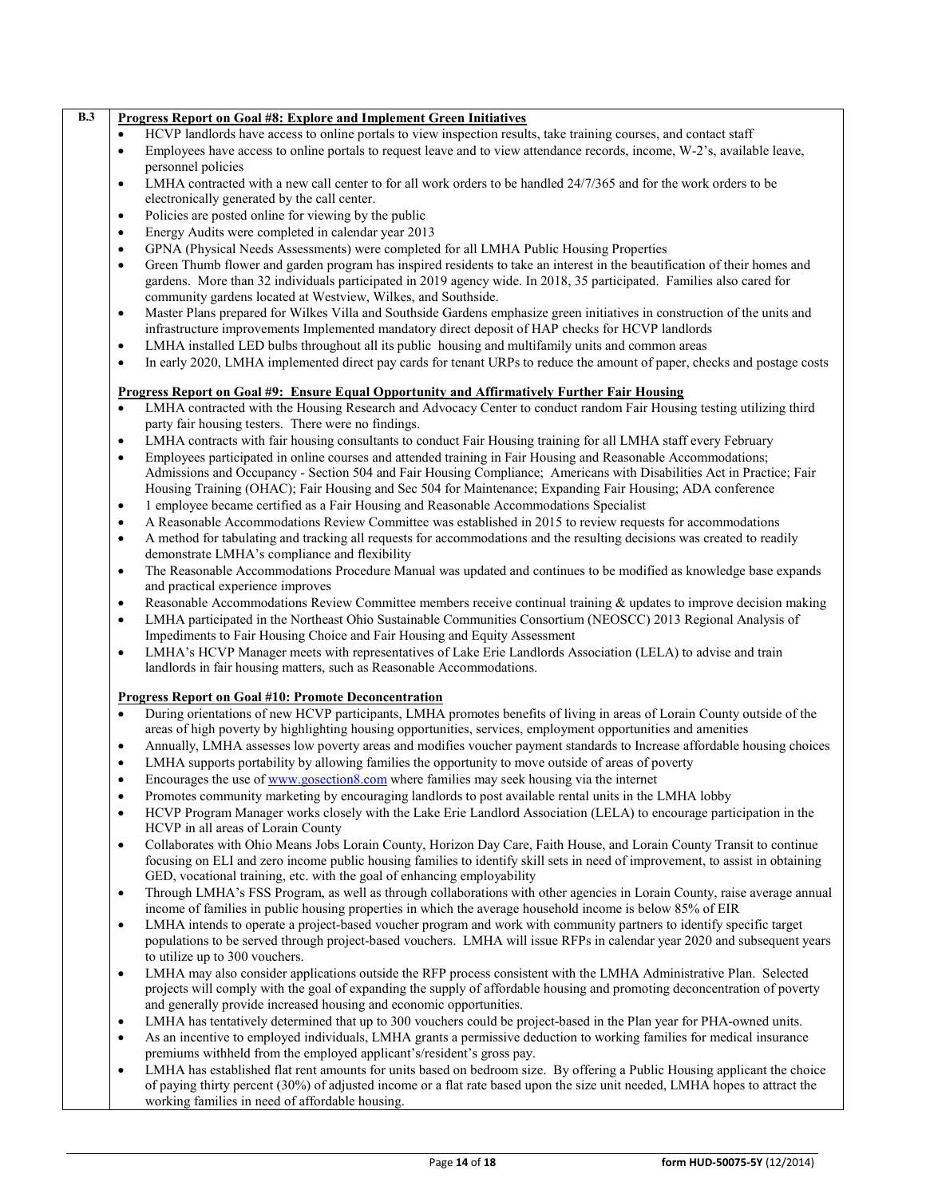**B.3**

**Progress Report on Goal #8: Explore and Implement Green Initiatives**

- HCVP landlords have access to online portals to view inspection results, take training courses, and contact staff
- Employees have access to online portals to request leave and to view attendance records, income, W-2's, available leave, personnel policies
- LMHA contracted with a new call center to for all work orders to be handled 24/7/365 and for the work orders to be electronically generated by the call center.
- Policies are posted online for viewing by the public
- Energy Audits were completed in calendar year 2013
- GPNA (Physical Needs Assessments) were completed for all LMHA Public Housing Properties
- Green Thumb flower and garden program has inspired residents to take an interest in the beautification of their homes and gardens. More than 32 individuals participated in 2019 agency wide. In 2018, 35 participated. Families also cared for community gardens located at Westview, Wilkes, and Southside.
- Master Plans prepared for Wilkes Villa and Southside Gardens emphasize green initiatives in construction of the units and infrastructure improvements Implemented mandatory direct deposit of HAP checks for HCVP landlords
- LMHA installed LED bulbs throughout all its public housing and multifamily units and common areas
- In early 2020, LMHA implemented direct pay cards for tenant URPs to reduce the amount of paper, checks and postage costs

**Progress Report on Goal #9: Ensure Equal Opportunity and Affirmatively Further Fair Housing**

- LMHA contracted with the Housing Research and Advocacy Center to conduct random Fair Housing testing utilizing third party fair housing testers. There were no findings.
- LMHA contracts with fair housing consultants to conduct Fair Housing training for all LMHA staff every February
- Employees participated in online courses and attended training in Fair Housing and Reasonable Accommodations; Admissions and Occupancy - Section 504 and Fair Housing Compliance; Americans with Disabilities Act in Practice; Fair Housing Training (OHAC); Fair Housing and Sec 504 for Maintenance; Expanding Fair Housing; ADA conference
- 1 employee became certified as a Fair Housing and Reasonable Accommodations Specialist
- A Reasonable Accommodations Review Committee was established in 2015 to review requests for accommodations
- A method for tabulating and tracking all requests for accommodations and the resulting decisions was created to readily demonstrate LMHA's compliance and flexibility
- The Reasonable Accommodations Procedure Manual was updated and continues to be modified as knowledge base expands and practical experience improves
- Reasonable Accommodations Review Committee members receive continual training & updates to improve decision making
- LMHA participated in the Northeast Ohio Sustainable Communities Consortium (NEOSCC) 2013 Regional Analysis of Impediments to Fair Housing Choice and Fair Housing and Equity Assessment
- LMHA's HCVP Manager meets with representatives of Lake Erie Landlords Association (LELA) to advise and train landlords in fair housing matters, such as Reasonable Accommodations.

**Progress Report on Goal #10: Promote Deconcentration**

- During orientations of new HCVP participants, LMHA promotes benefits of living in areas of Lorain County outside of the areas of high poverty by highlighting housing opportunities, services, employment opportunities and amenities
- Annually, LMHA assesses low poverty areas and modifies voucher payment standards to Increase affordable housing choices
- LMHA supports portability by allowing families the opportunity to move outside of areas of poverty
- Encourages the use of www.gosection8.com where families may seek housing via the internet
- Promotes community marketing by encouraging landlords to post available rental units in the LMHA lobby
- HCVP Program Manager works closely with the Lake Erie Landlord Association (LELA) to encourage participation in the HCVP in all areas of Lorain County
- Collaborates with Ohio Means Jobs Lorain County, Horizon Day Care, Faith House, and Lorain County Transit to continue focusing on ELI and zero income public housing families to identify skill sets in need of improvement, to assist in obtaining GED, vocational training, etc. with the goal of enhancing employability
- Through LMHA's FSS Program, as well as through collaborations with other agencies in Lorain County, raise average annual income of families in public housing properties in which the average household income is below 85% of EIR
- LMHA intends to operate a project-based voucher program and work with community partners to identify specific target populations to be served through project-based vouchers. LMHA will issue RFPs in calendar year 2020 and subsequent years to utilize up to 300 vouchers.
- LMHA may also consider applications outside the RFP process consistent with the LMHA Administrative Plan. Selected projects will comply with the goal of expanding the supply of affordable housing and promoting deconcentration of poverty and generally provide increased housing and economic opportunities.
- LMHA has tentatively determined that up to 300 vouchers could be project-based in the Plan year for PHA-owned units.
- As an incentive to employed individuals, LMHA grants a permissive deduction to working families for medical insurance premiums withheld from the employed applicant's/resident's gross pay.
- LMHA has established flat rent amounts for units based on bedroom size. By offering a Public Housing applicant the choice of paying thirty percent (30%) of adjusted income or a flat rate based upon the size unit needed, LMHA hopes to attract the working families in need of affordable housing.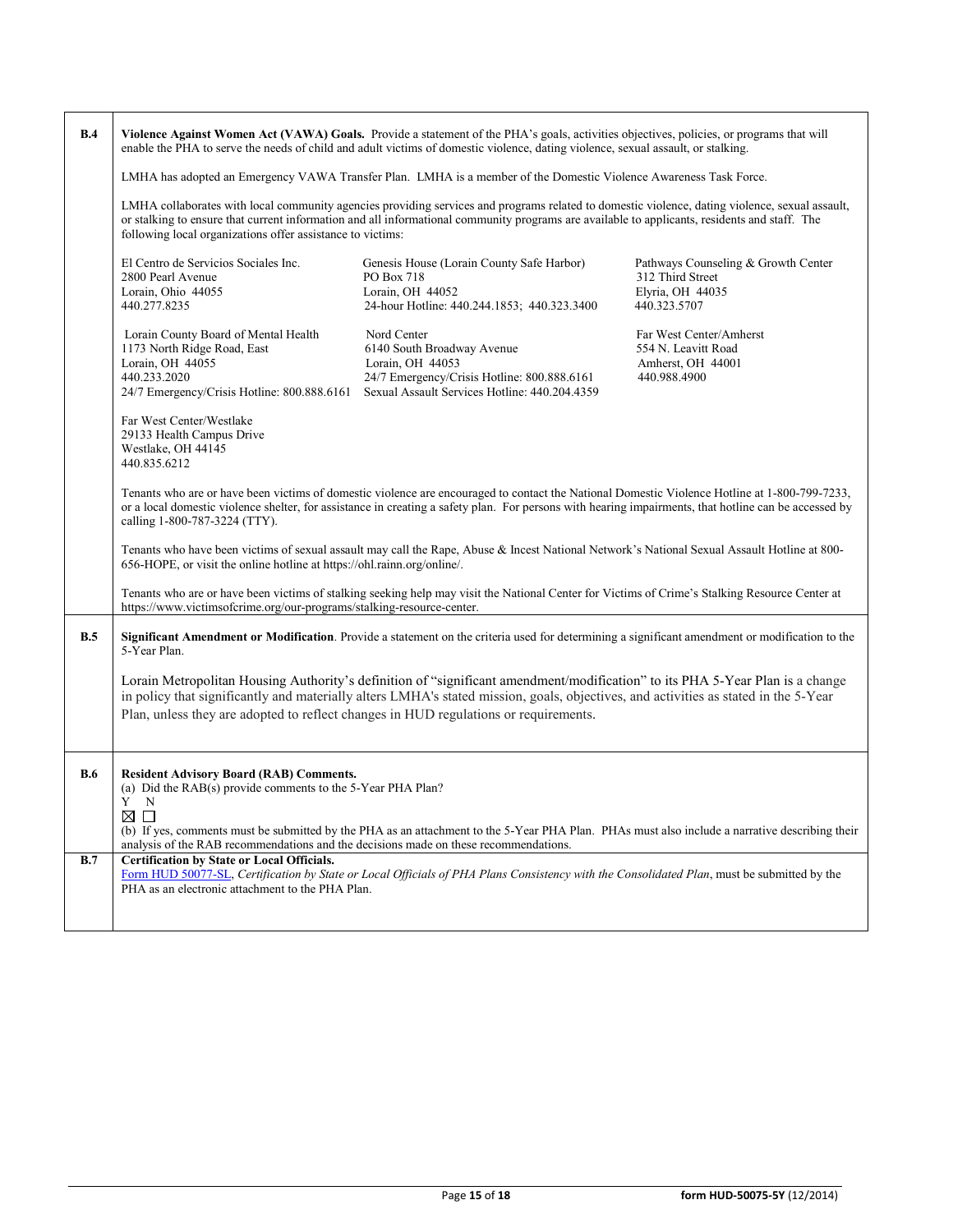**B.4** **Violence Against Women Act (VAWA) Goals.** Provide a statement of the PHA's goals, activities objectives, policies, or programs that will enable the PHA to serve the needs of child and adult victims of domestic violence, dating violence, sexual assault, or stalking.

LMHA has adopted an Emergency VAWA Transfer Plan. LMHA is a member of the Domestic Violence Awareness Task Force.

LMHA collaborates with local community agencies providing services and programs related to domestic violence, dating violence, sexual assault, or stalking to ensure that current information and all informational community programs are available to applicants, residents and staff. The following local organizations offer assistance to victims:

El Centro de Servicios Sociales Inc.
2800 Pearl Avenue
Lorain, Ohio 44055
440.277.8235

Genesis House (Lorain County Safe Harbor)
PO Box 718
Lorain, OH 44052
24-hour Hotline: 440.244.1853; 440.323.3400

Pathways Counseling & Growth Center
312 Third Street
Elyria, OH 44035
440.323.5707

Lorain County Board of Mental Health
1173 North Ridge Road, East
Lorain, OH 44055
440.233.2020
24/7 Emergency/Crisis Hotline: 800.888.6161

Nord Center
6140 South Broadway Avenue
Lorain, OH 44053
24/7 Emergency/Crisis Hotline: 800.888.6161
Sexual Assault Services Hotline: 440.204.4359

Far West Center/Amherst
554 N. Leavitt Road
Amherst, OH 44001
440.988.4900

Far West Center/Westlake
29133 Health Campus Drive
Westlake, OH 44145
440.835.6212

Tenants who are or have been victims of domestic violence are encouraged to contact the National Domestic Violence Hotline at 1-800-799-7233, or a local domestic violence shelter, for assistance in creating a safety plan. For persons with hearing impairments, that hotline can be accessed by calling 1-800-787-3224 (TTY).

Tenants who have been victims of sexual assault may call the Rape, Abuse & Incest National Network's National Sexual Assault Hotline at 800-656-HOPE, or visit the online hotline at https://ohl.rainn.org/online/.

Tenants who are or have been victims of stalking seeking help may visit the National Center for Victims of Crime's Stalking Resource Center at https://www.victimsofcrime.org/our-programs/stalking-resource-center.

**B.5** **Significant Amendment or Modification**. Provide a statement on the criteria used for determining a significant amendment or modification to the 5-Year Plan.

Lorain Metropolitan Housing Authority's definition of "significant amendment/modification" to its PHA 5-Year Plan is a change in policy that significantly and materially alters LMHA's stated mission, goals, objectives, and activities as stated in the 5-Year Plan, unless they are adopted to reflect changes in HUD regulations or requirements.

**B.6** **Resident Advisory Board (RAB) Comments.**

(a) Did the RAB(s) provide comments to the 5-Year PHA Plan?

Y N
☒ ☐

(b) If yes, comments must be submitted by the PHA as an attachment to the 5-Year PHA Plan. PHAs must also include a narrative describing their analysis of the RAB recommendations and the decisions made on these recommendations.

**B.7** **Certification by State or Local Officials.**

Form HUD 50077-SL, *Certification by State or Local Officials of PHA Plans Consistency with the Consolidated Plan*, must be submitted by the PHA as an electronic attachment to the PHA Plan.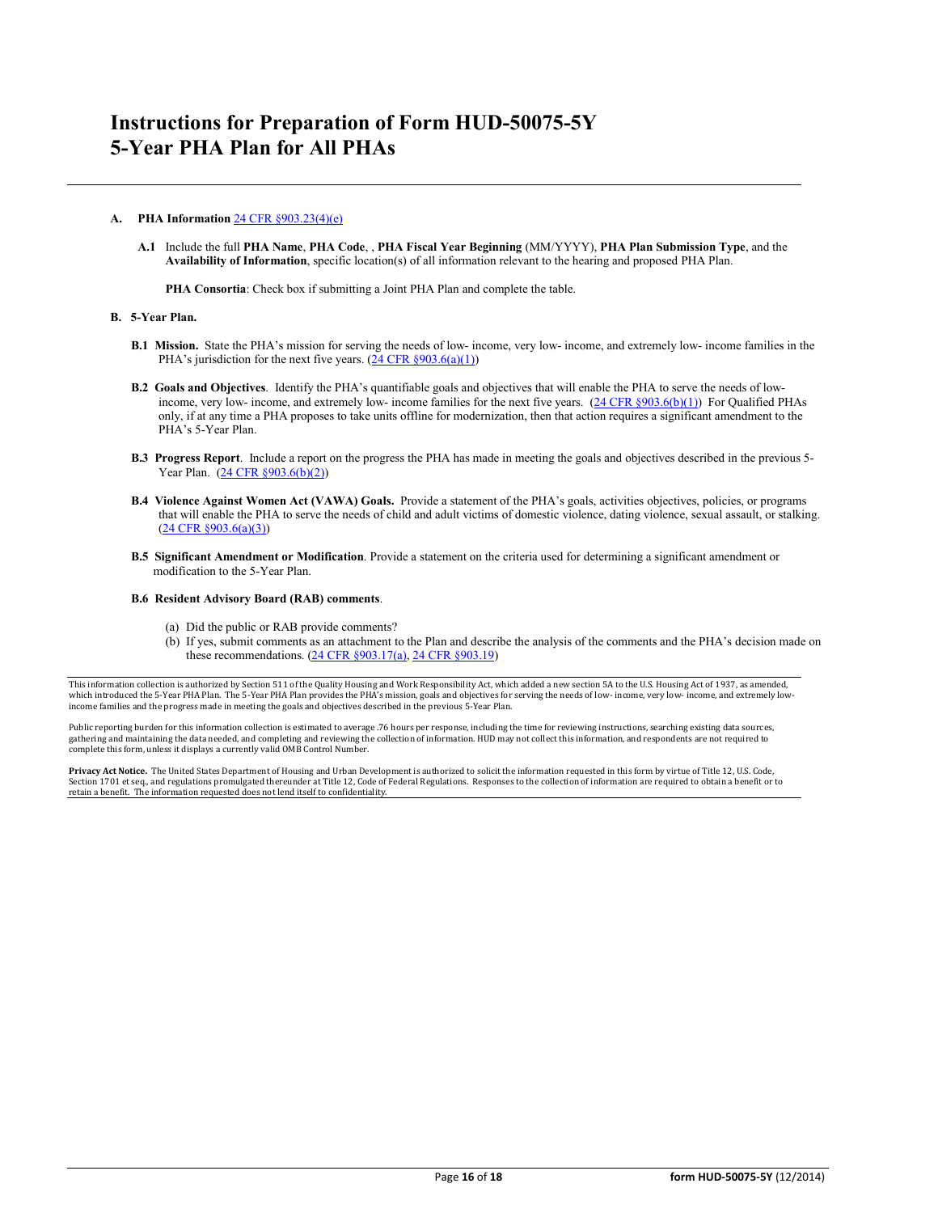# Instructions for Preparation of Form HUD-50075-5Y
# 5-Year PHA Plan for All PHAs

**A. PHA Information** 24 CFR §903.23(4)(e)

**A.1** Include the full **PHA Name**, **PHA Code**, , **PHA Fiscal Year Beginning** (MM/YYYY), **PHA Plan Submission Type**, and the **Availability of Information**, specific location(s) of all information relevant to the hearing and proposed PHA Plan.

**PHA Consortia**: Check box if submitting a Joint PHA Plan and complete the table.

**B. 5-Year Plan.**

**B.1 Mission.** State the PHA's mission for serving the needs of low- income, very low- income, and extremely low- income families in the PHA's jurisdiction for the next five years. (24 CFR §903.6(a)(1))

**B.2 Goals and Objectives**. Identify the PHA's quantifiable goals and objectives that will enable the PHA to serve the needs of low-income, very low- income, and extremely low- income families for the next five years. (24 CFR §903.6(b)(1)) For Qualified PHAs only, if at any time a PHA proposes to take units offline for modernization, then that action requires a significant amendment to the PHA's 5-Year Plan.

**B.3 Progress Report**. Include a report on the progress the PHA has made in meeting the goals and objectives described in the previous 5-Year Plan. (24 CFR §903.6(b)(2))

**B.4 Violence Against Women Act (VAWA) Goals.** Provide a statement of the PHA's goals, activities objectives, policies, or programs that will enable the PHA to serve the needs of child and adult victims of domestic violence, dating violence, sexual assault, or stalking. (24 CFR §903.6(a)(3))

**B.5 Significant Amendment or Modification**. Provide a statement on the criteria used for determining a significant amendment or modification to the 5-Year Plan.

**B.6 Resident Advisory Board (RAB) comments**.

(a) Did the public or RAB provide comments?

(b) If yes, submit comments as an attachment to the Plan and describe the analysis of the comments and the PHA's decision made on these recommendations. (24 CFR §903.17(a), 24 CFR §903.19)

---

This information collection is authorized by Section 511 of the Quality Housing and Work Responsibility Act, which added a new section 5A to the U.S. Housing Act of 1937, as amended, which introduced the 5-Year PHA Plan. The 5-Year PHA Plan provides the PHA's mission, goals and objectives for serving the needs of low- income, very low- income, and extremely low-income families and the progress made in meeting the goals and objectives described in the previous 5-Year Plan.

Public reporting burden for this information collection is estimated to average .76 hours per response, including the time for reviewing instructions, searching existing data sources, gathering and maintaining the data needed, and completing and reviewing the collection of information. HUD may not collect this information, and respondents are not required to complete this form, unless it displays a currently valid OMB Control Number.

**Privacy Act Notice.** The United States Department of Housing and Urban Development is authorized to solicit the information requested in this form by virtue of Title 12, U.S. Code, Section 1701 et seq., and regulations promulgated thereunder at Title 12, Code of Federal Regulations. Responses to the collection of information are required to obtain a benefit or to retain a benefit. The information requested does not lend itself to confidentiality.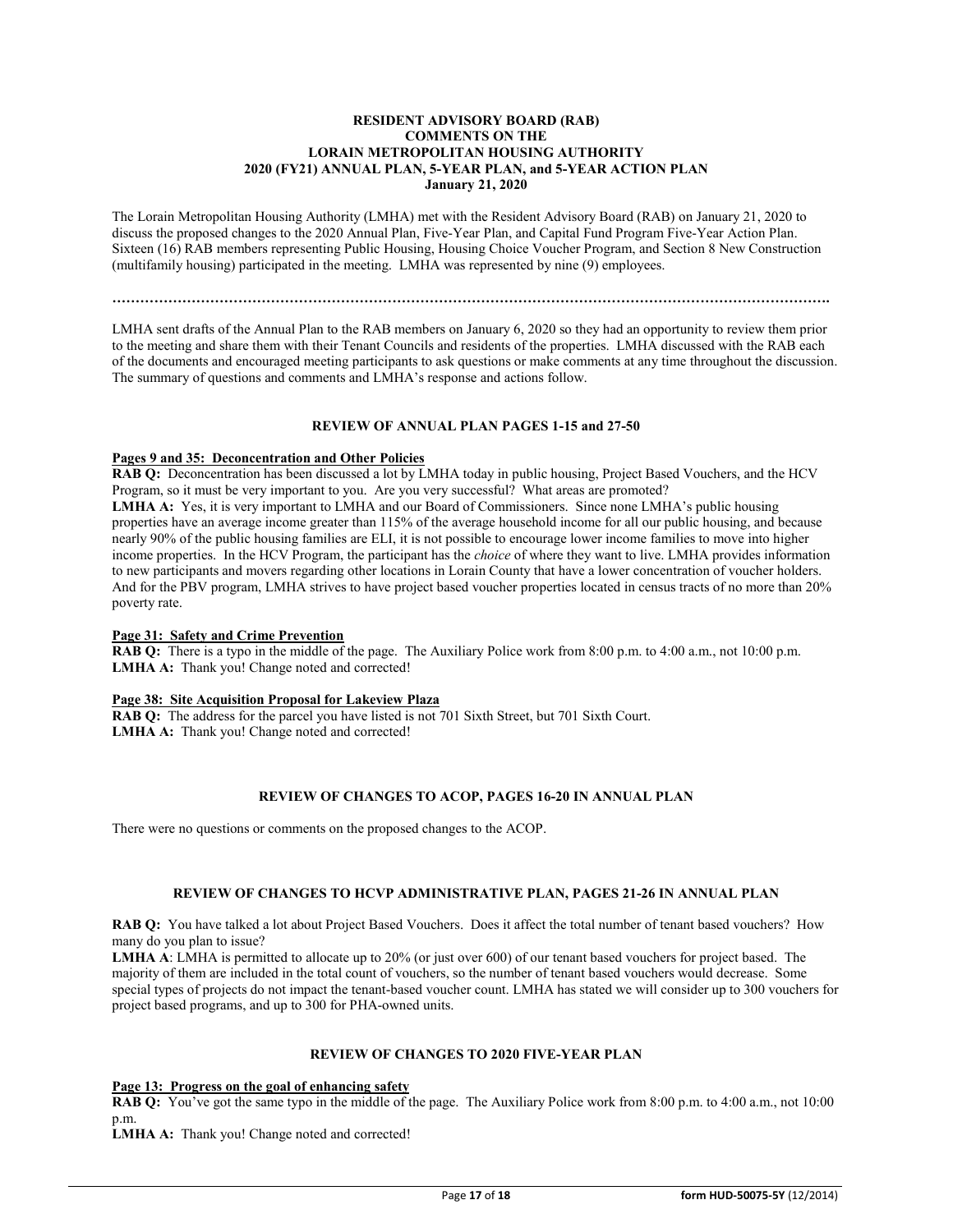**RESIDENT ADVISORY BOARD (RAB)**
**COMMENTS ON THE**
**LORAIN METROPOLITAN HOUSING AUTHORITY**
**2020 (FY21) ANNUAL PLAN, 5-YEAR PLAN, and 5-YEAR ACTION PLAN**
**January 21, 2020**

The Lorain Metropolitan Housing Authority (LMHA) met with the Resident Advisory Board (RAB) on January 21, 2020 to discuss the proposed changes to the 2020 Annual Plan, Five-Year Plan, and Capital Fund Program Five-Year Action Plan. Sixteen (16) RAB members representing Public Housing, Housing Choice Voucher Program, and Section 8 New Construction (multifamily housing) participated in the meeting. LMHA was represented by nine (9) employees.

…………………………………………………………………………………………………………………………….

LMHA sent drafts of the Annual Plan to the RAB members on January 6, 2020 so they had an opportunity to review them prior to the meeting and share them with their Tenant Councils and residents of the properties. LMHA discussed with the RAB each of the documents and encouraged meeting participants to ask questions or make comments at any time throughout the discussion. The summary of questions and comments and LMHA's response and actions follow.

**REVIEW OF ANNUAL PLAN PAGES 1-15 and 27-50**

**Pages 9 and 35: Deconcentration and Other Policies**

**RAB Q:** Deconcentration has been discussed a lot by LMHA today in public housing, Project Based Vouchers, and the HCV Program, so it must be very important to you. Are you very successful? What areas are promoted?

**LMHA A:** Yes, it is very important to LMHA and our Board of Commissioners. Since none LMHA's public housing properties have an average income greater than 115% of the average household income for all our public housing, and because nearly 90% of the public housing families are ELI, it is not possible to encourage lower income families to move into higher income properties. In the HCV Program, the participant has the *choice* of where they want to live. LMHA provides information to new participants and movers regarding other locations in Lorain County that have a lower concentration of voucher holders. And for the PBV program, LMHA strives to have project based voucher properties located in census tracts of no more than 20% poverty rate.

**Page 31: Safety and Crime Prevention**

**RAB Q:** There is a typo in the middle of the page. The Auxiliary Police work from 8:00 p.m. to 4:00 a.m., not 10:00 p.m.

**LMHA A:** Thank you! Change noted and corrected!

**Page 38: Site Acquisition Proposal for Lakeview Plaza**

**RAB Q:** The address for the parcel you have listed is not 701 Sixth Street, but 701 Sixth Court.

**LMHA A:** Thank you! Change noted and corrected!

**REVIEW OF CHANGES TO ACOP, PAGES 16-20 IN ANNUAL PLAN**

There were no questions or comments on the proposed changes to the ACOP.

**REVIEW OF CHANGES TO HCVP ADMINISTRATIVE PLAN, PAGES 21-26 IN ANNUAL PLAN**

**RAB Q:** You have talked a lot about Project Based Vouchers. Does it affect the total number of tenant based vouchers? How many do you plan to issue?

**LMHA A**: LMHA is permitted to allocate up to 20% (or just over 600) of our tenant based vouchers for project based. The majority of them are included in the total count of vouchers, so the number of tenant based vouchers would decrease. Some special types of projects do not impact the tenant-based voucher count. LMHA has stated we will consider up to 300 vouchers for project based programs, and up to 300 for PHA-owned units.

**REVIEW OF CHANGES TO 2020 FIVE-YEAR PLAN**

**Page 13: Progress on the goal of enhancing safety**

**RAB Q:** You've got the same typo in the middle of the page. The Auxiliary Police work from 8:00 p.m. to 4:00 a.m., not 10:00 p.m.

**LMHA A:** Thank you! Change noted and corrected!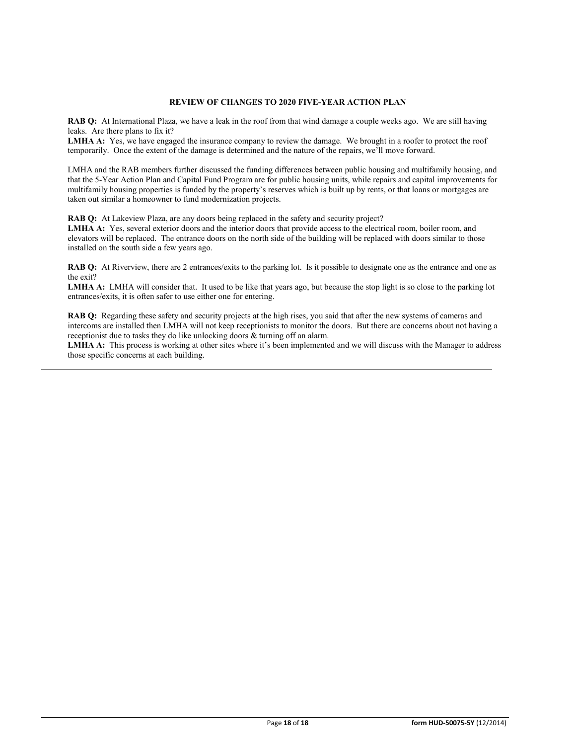## REVIEW OF CHANGES TO 2020 FIVE-YEAR ACTION PLAN

**RAB Q:** At International Plaza, we have a leak in the roof from that wind damage a couple weeks ago. We are still having leaks. Are there plans to fix it?
**LMHA A:** Yes, we have engaged the insurance company to review the damage. We brought in a roofer to protect the roof temporarily. Once the extent of the damage is determined and the nature of the repairs, we'll move forward.

LMHA and the RAB members further discussed the funding differences between public housing and multifamily housing, and that the 5-Year Action Plan and Capital Fund Program are for public housing units, while repairs and capital improvements for multifamily housing properties is funded by the property's reserves which is built up by rents, or that loans or mortgages are taken out similar a homeowner to fund modernization projects.

**RAB Q:** At Lakeview Plaza, are any doors being replaced in the safety and security project?
**LMHA A:** Yes, several exterior doors and the interior doors that provide access to the electrical room, boiler room, and elevators will be replaced. The entrance doors on the north side of the building will be replaced with doors similar to those installed on the south side a few years ago.

**RAB Q:** At Riverview, there are 2 entrances/exits to the parking lot. Is it possible to designate one as the entrance and one as the exit?
**LMHA A:** LMHA will consider that. It used to be like that years ago, but because the stop light is so close to the parking lot entrances/exits, it is often safer to use either one for entering.

**RAB Q:** Regarding these safety and security projects at the high rises, you said that after the new systems of cameras and intercoms are installed then LMHA will not keep receptionists to monitor the doors. But there are concerns about not having a receptionist due to tasks they do like unlocking doors & turning off an alarm.
**LMHA A:** This process is working at other sites where it's been implemented and we will discuss with the Manager to address those specific concerns at each building.